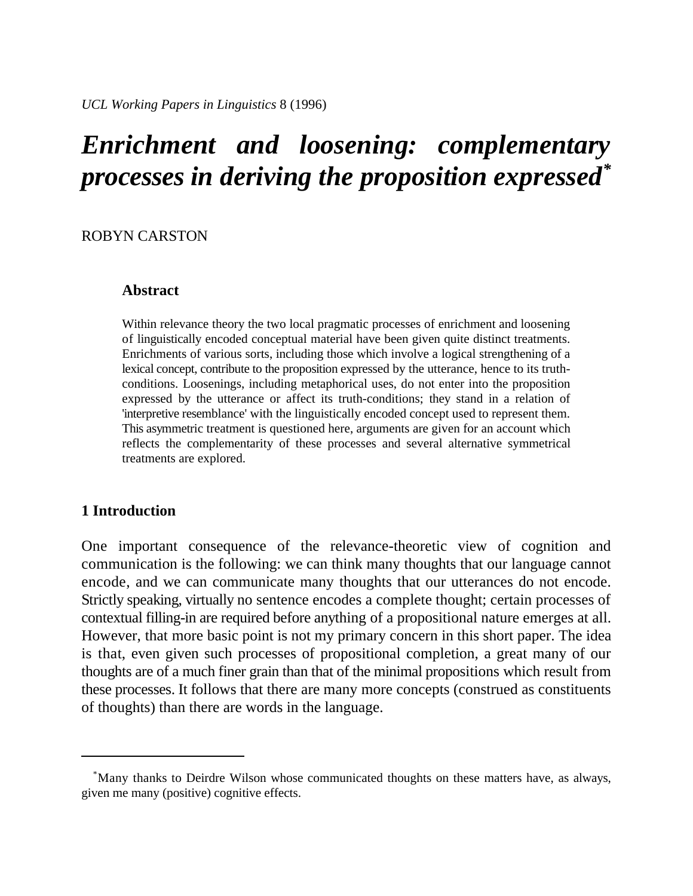*UCL Working Papers in Linguistics* 8 (1996)

# *Enrichment and loosening: complementary processes in deriving the proposition expressed*[*]

ROBYN CARSTON

### Abstract

Within relevance theory the two local pragmatic processes of enrichment and loosening of linguistically encoded conceptual material have been given quite distinct treatments. Enrichments of various sorts, including those which involve a logical strengthening of a lexical concept, contribute to the proposition expressed by the utterance, hence to its truth-conditions. Loosenings, including metaphorical uses, do not enter into the proposition expressed by the utterance or affect its truth-conditions; they stand in a relation of 'interpretive resemblance' with the linguistically encoded concept used to represent them. This asymmetric treatment is questioned here, arguments are given for an account which reflects the complementarity of these processes and several alternative symmetrical treatments are explored.

## 1 Introduction

One important consequence of the relevance-theoretic view of cognition and communication is the following: we can think many thoughts that our language cannot encode, and we can communicate many thoughts that our utterances do not encode. Strictly speaking, virtually no sentence encodes a complete thought; certain processes of contextual filling-in are required before anything of a propositional nature emerges at all. However, that more basic point is not my primary concern in this short paper. The idea is that, even given such processes of propositional completion, a great many of our thoughts are of a much finer grain than that of the minimal propositions which result from these processes. It follows that there are many more concepts (construed as constituents of thoughts) than there are words in the language.

---

[*]Many thanks to Deirdre Wilson whose communicated thoughts on these matters have, as always, given me many (positive) cognitive effects.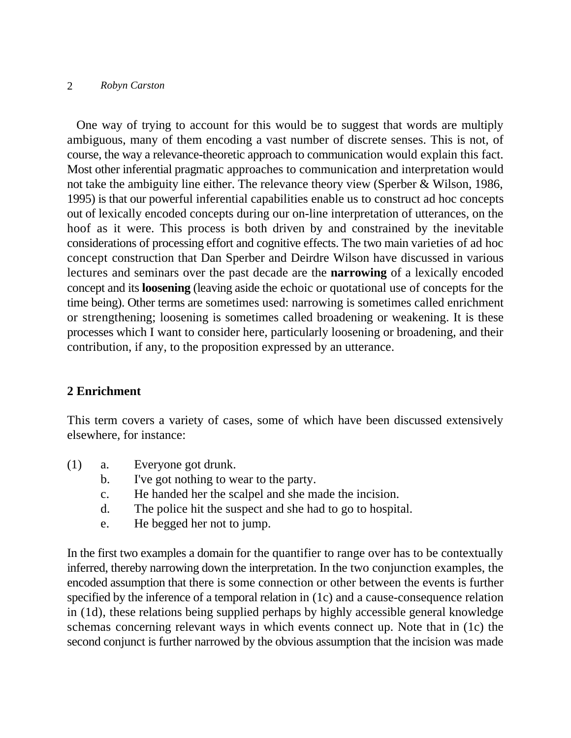One way of trying to account for this would be to suggest that words are multiply ambiguous, many of them encoding a vast number of discrete senses. This is not, of course, the way a relevance-theoretic approach to communication would explain this fact. Most other inferential pragmatic approaches to communication and interpretation would not take the ambiguity line either. The relevance theory view (Sperber & Wilson, 1986, 1995) is that our powerful inferential capabilities enable us to construct ad hoc concepts out of lexically encoded concepts during our on-line interpretation of utterances, on the hoof as it were. This process is both driven by and constrained by the inevitable considerations of processing effort and cognitive effects. The two main varieties of ad hoc concept construction that Dan Sperber and Deirdre Wilson have discussed in various lectures and seminars over the past decade are the **narrowing** of a lexically encoded concept and its **loosening** (leaving aside the echoic or quotational use of concepts for the time being). Other terms are sometimes used: narrowing is sometimes called enrichment or strengthening; loosening is sometimes called broadening or weakening. It is these processes which I want to consider here, particularly loosening or broadening, and their contribution, if any, to the proposition expressed by an utterance.

## 2 Enrichment

This term covers a variety of cases, some of which have been discussed extensively elsewhere, for instance:

(1) a. Everyone got drunk.
    b. I've got nothing to wear to the party.
    c. He handed her the scalpel and she made the incision.
    d. The police hit the suspect and she had to go to hospital.
    e. He begged her not to jump.

In the first two examples a domain for the quantifier to range over has to be contextually inferred, thereby narrowing down the interpretation. In the two conjunction examples, the encoded assumption that there is some connection or other between the events is further specified by the inference of a temporal relation in (1c) and a cause-consequence relation in (1d), these relations being supplied perhaps by highly accessible general knowledge schemas concerning relevant ways in which events connect up. Note that in (1c) the second conjunct is further narrowed by the obvious assumption that the incision was made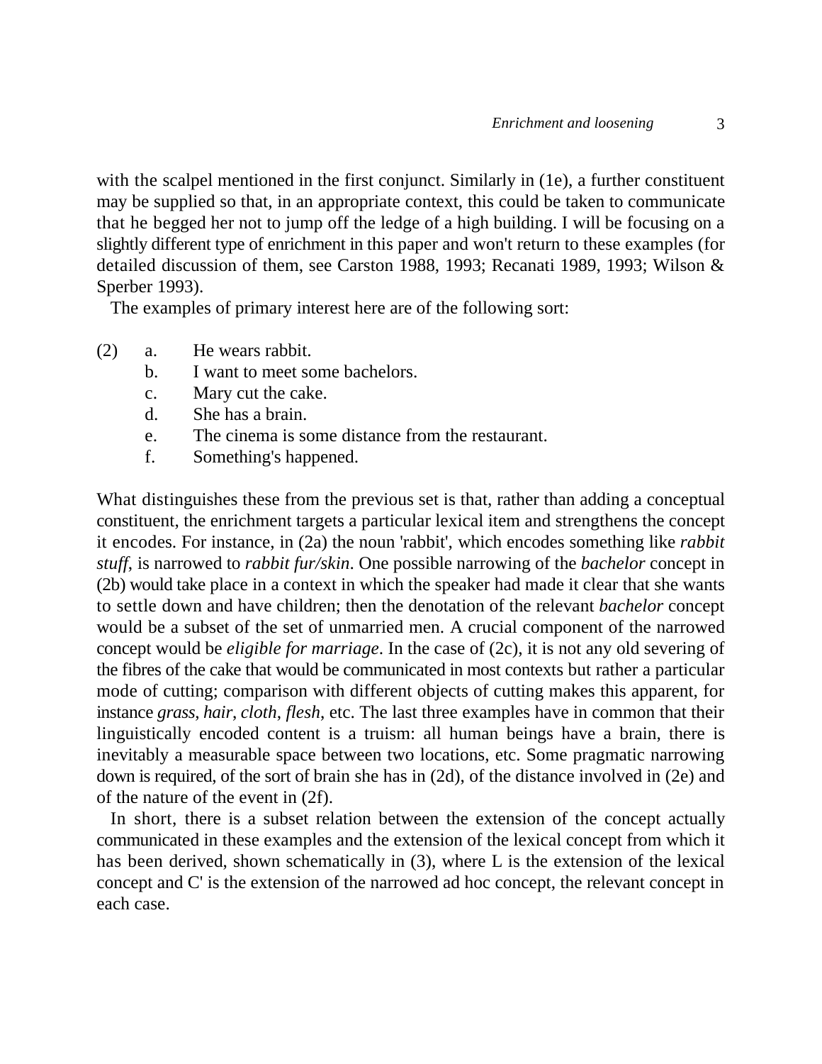with the scalpel mentioned in the first conjunct. Similarly in (1e), a further constituent may be supplied so that, in an appropriate context, this could be taken to communicate that he begged her not to jump off the ledge of a high building. I will be focusing on a slightly different type of enrichment in this paper and won't return to these examples (for detailed discussion of them, see Carston 1988, 1993; Recanati 1989, 1993; Wilson & Sperber 1993).

The examples of primary interest here are of the following sort:

(2)
a. He wears rabbit.
b. I want to meet some bachelors.
c. Mary cut the cake.
d. She has a brain.
e. The cinema is some distance from the restaurant.
f. Something's happened.

What distinguishes these from the previous set is that, rather than adding a conceptual constituent, the enrichment targets a particular lexical item and strengthens the concept it encodes. For instance, in (2a) the noun 'rabbit', which encodes something like *rabbit stuff*, is narrowed to *rabbit fur/skin*. One possible narrowing of the *bachelor* concept in (2b) would take place in a context in which the speaker had made it clear that she wants to settle down and have children; then the denotation of the relevant *bachelor* concept would be a subset of the set of unmarried men. A crucial component of the narrowed concept would be *eligible for marriage*. In the case of (2c), it is not any old severing of the fibres of the cake that would be communicated in most contexts but rather a particular mode of cutting; comparison with different objects of cutting makes this apparent, for instance *grass*, *hair*, *cloth*, *flesh*, etc. The last three examples have in common that their linguistically encoded content is a truism: all human beings have a brain, there is inevitably a measurable space between two locations, etc. Some pragmatic narrowing down is required, of the sort of brain she has in (2d), of the distance involved in (2e) and of the nature of the event in (2f).

In short, there is a subset relation between the extension of the concept actually communicated in these examples and the extension of the lexical concept from which it has been derived, shown schematically in (3), where L is the extension of the lexical concept and C' is the extension of the narrowed ad hoc concept, the relevant concept in each case.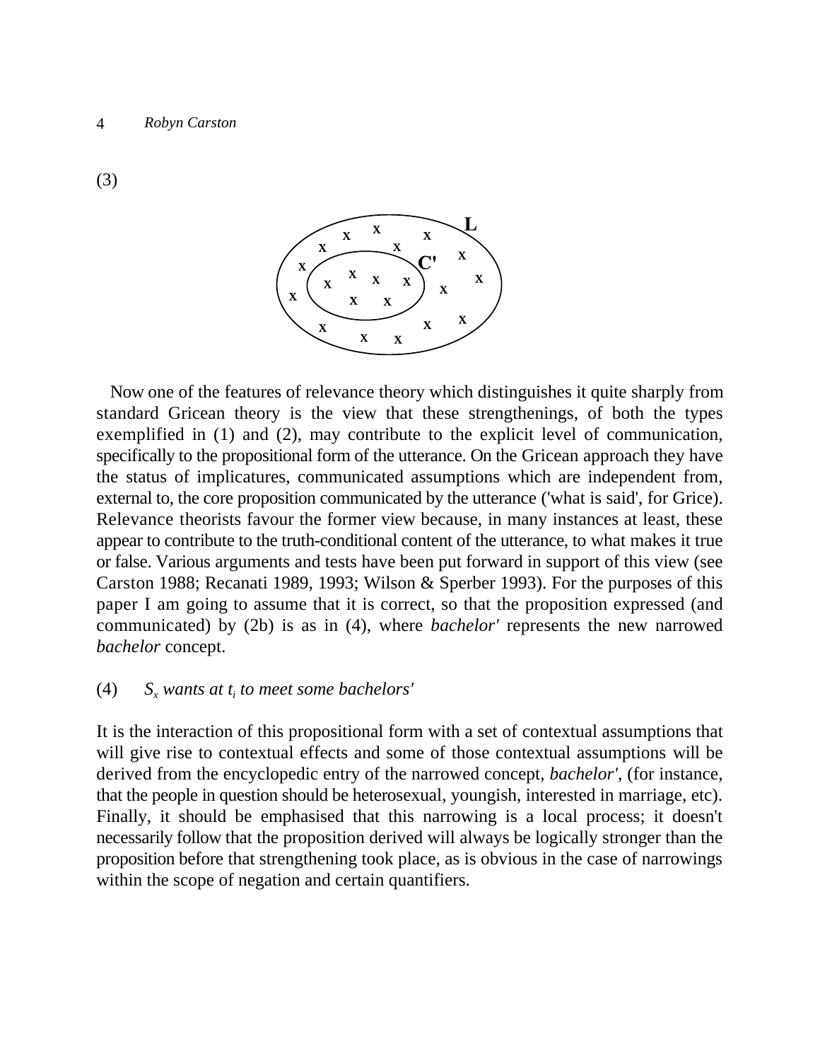(3)

Now one of the features of relevance theory which distinguishes it quite sharply from standard Gricean theory is the view that these strengthenings, of both the types exemplified in (1) and (2), may contribute to the explicit level of communication, specifically to the propositional form of the utterance. On the Gricean approach they have the status of implicatures, communicated assumptions which are independent from, external to, the core proposition communicated by the utterance ('what is said', for Grice). Relevance theorists favour the former view because, in many instances at least, these appear to contribute to the truth-conditional content of the utterance, to what makes it true or false. Various arguments and tests have been put forward in support of this view (see Carston 1988; Recanati 1989, 1993; Wilson & Sperber 1993). For the purposes of this paper I am going to assume that it is correct, so that the proposition expressed (and communicated) by (2b) is as in (4), where *bachelor'* represents the new narrowed *bachelor* concept.

(4) $S_x$ *wants at* $t_i$ *to meet some bachelors'*

It is the interaction of this propositional form with a set of contextual assumptions that will give rise to contextual effects and some of those contextual assumptions will be derived from the encyclopedic entry of the narrowed concept, *bachelor'*, (for instance, that the people in question should be heterosexual, youngish, interested in marriage, etc). Finally, it should be emphasised that this narrowing is a local process; it doesn't necessarily follow that the proposition derived will always be logically stronger than the proposition before that strengthening took place, as is obvious in the case of narrowings within the scope of negation and certain quantifiers.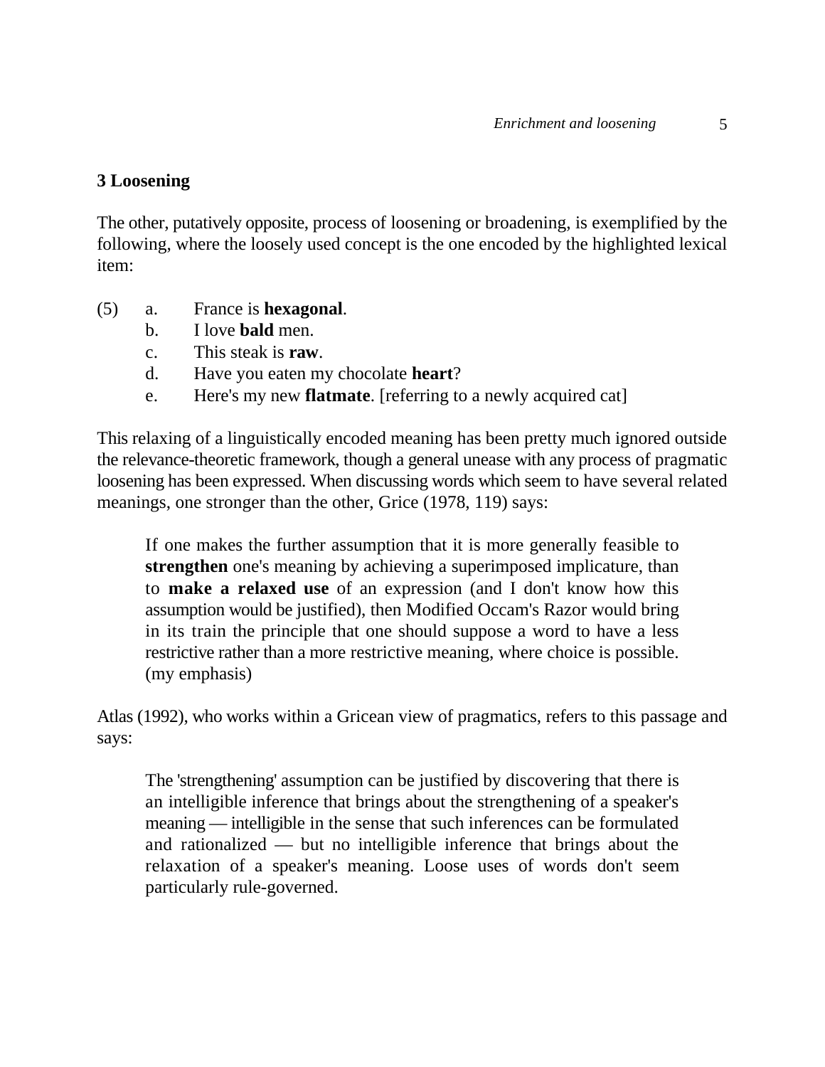### 3 Loosening

The other, putatively opposite, process of loosening or broadening, is exemplified by the following, where the loosely used concept is the one encoded by the highlighted lexical item:

(5) a. France is **hexagonal**.
 b. I love **bald** men.
 c. This steak is **raw**.
 d. Have you eaten my chocolate **heart**?
 e. Here's my new **flatmate**. [referring to a newly acquired cat]

This relaxing of a linguistically encoded meaning has been pretty much ignored outside the relevance-theoretic framework, though a general unease with any process of pragmatic loosening has been expressed. When discussing words which seem to have several related meanings, one stronger than the other, Grice (1978, 119) says:

> If one makes the further assumption that it is more generally feasible to **strengthen** one's meaning by achieving a superimposed implicature, than to **make a relaxed use** of an expression (and I don't know how this assumption would be justified), then Modified Occam's Razor would bring in its train the principle that one should suppose a word to have a less restrictive rather than a more restrictive meaning, where choice is possible. (my emphasis)

Atlas (1992), who works within a Gricean view of pragmatics, refers to this passage and says:

> The 'strengthening' assumption can be justified by discovering that there is an intelligible inference that brings about the strengthening of a speaker's meaning — intelligible in the sense that such inferences can be formulated and rationalized — but no intelligible inference that brings about the relaxation of a speaker's meaning. Loose uses of words don't seem particularly rule-governed.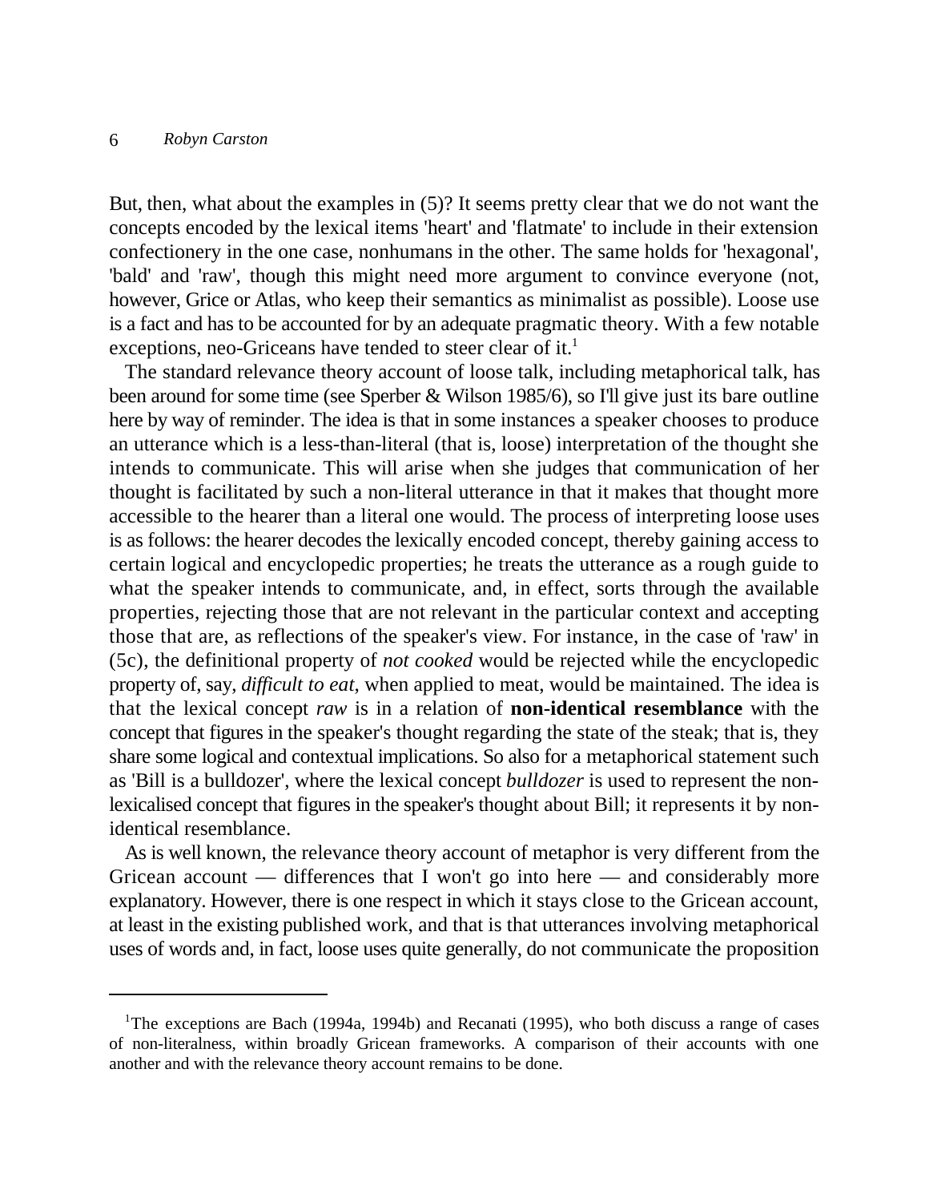But, then, what about the examples in (5)? It seems pretty clear that we do not want the concepts encoded by the lexical items 'heart' and 'flatmate' to include in their extension confectionery in the one case, nonhumans in the other. The same holds for 'hexagonal', 'bald' and 'raw', though this might need more argument to convince everyone (not, however, Grice or Atlas, who keep their semantics as minimalist as possible). Loose use is a fact and has to be accounted for by an adequate pragmatic theory. With a few notable exceptions, neo-Griceans have tended to steer clear of it.[1]

The standard relevance theory account of loose talk, including metaphorical talk, has been around for some time (see Sperber & Wilson 1985/6), so I'll give just its bare outline here by way of reminder. The idea is that in some instances a speaker chooses to produce an utterance which is a less-than-literal (that is, loose) interpretation of the thought she intends to communicate. This will arise when she judges that communication of her thought is facilitated by such a non-literal utterance in that it makes that thought more accessible to the hearer than a literal one would. The process of interpreting loose uses is as follows: the hearer decodes the lexically encoded concept, thereby gaining access to certain logical and encyclopedic properties; he treats the utterance as a rough guide to what the speaker intends to communicate, and, in effect, sorts through the available properties, rejecting those that are not relevant in the particular context and accepting those that are, as reflections of the speaker's view. For instance, in the case of 'raw' in (5c), the definitional property of *not cooked* would be rejected while the encyclopedic property of, say, *difficult to eat*, when applied to meat, would be maintained. The idea is that the lexical concept *raw* is in a relation of **non-identical resemblance** with the concept that figures in the speaker's thought regarding the state of the steak; that is, they share some logical and contextual implications. So also for a metaphorical statement such as 'Bill is a bulldozer', where the lexical concept *bulldozer* is used to represent the non-lexicalised concept that figures in the speaker's thought about Bill; it represents it by non-identical resemblance.

As is well known, the relevance theory account of metaphor is very different from the Gricean account — differences that I won't go into here — and considerably more explanatory. However, there is one respect in which it stays close to the Gricean account, at least in the existing published work, and that is that utterances involving metaphorical uses of words and, in fact, loose uses quite generally, do not communicate the proposition

---

[1] The exceptions are Bach (1994a, 1994b) and Recanati (1995), who both discuss a range of cases of non-literalness, within broadly Gricean frameworks. A comparison of their accounts with one another and with the relevance theory account remains to be done.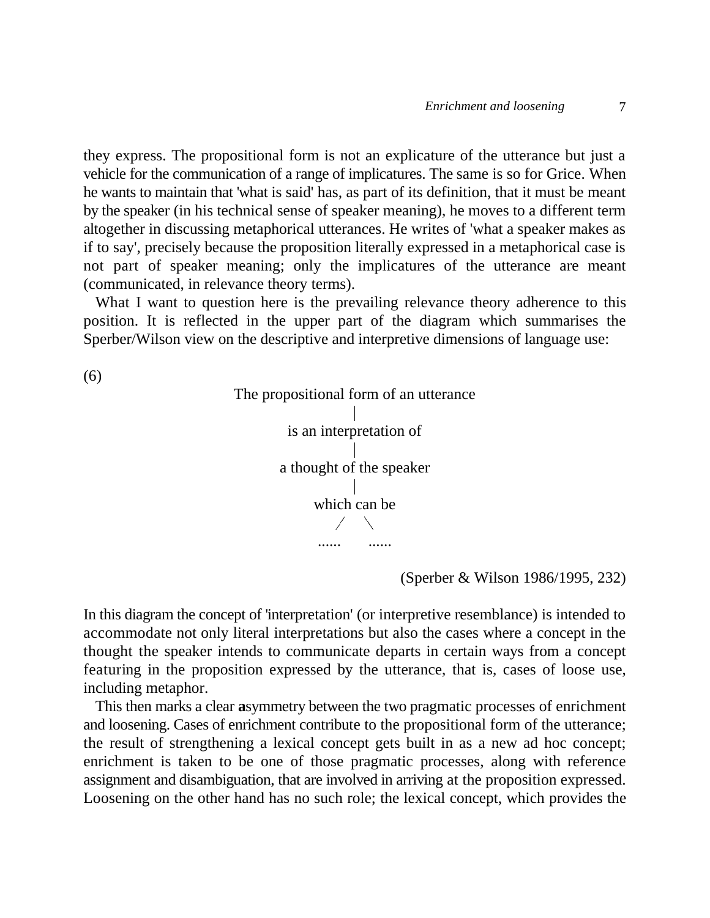they express. The propositional form is not an explicature of the utterance but just a vehicle for the communication of a range of implicatures. The same is so for Grice. When he wants to maintain that 'what is said' has, as part of its definition, that it must be meant by the speaker (in his technical sense of speaker meaning), he moves to a different term altogether in discussing metaphorical utterances. He writes of 'what a speaker makes as if to say', precisely because the proposition literally expressed in a metaphorical case is not part of speaker meaning; only the implicatures of the utterance are meant (communicated, in relevance theory terms).

What I want to question here is the prevailing relevance theory adherence to this position. It is reflected in the upper part of the diagram which summarises the Sperber/Wilson view on the descriptive and interpretive dimensions of language use:

(6)

```
The propositional form of an utterance
                  |
          is an interpretation of
                  |
          a thought of the speaker
                  |
              which can be
                /     \
            ......   ......
```

(Sperber & Wilson 1986/1995, 232)

In this diagram the concept of 'interpretation' (or interpretive resemblance) is intended to accommodate not only literal interpretations but also the cases where a concept in the thought the speaker intends to communicate departs in certain ways from a concept featuring in the proposition expressed by the utterance, that is, cases of loose use, including metaphor.

This then marks a clear **a**symmetry between the two pragmatic processes of enrichment and loosening. Cases of enrichment contribute to the propositional form of the utterance; the result of strengthening a lexical concept gets built in as a new ad hoc concept; enrichment is taken to be one of those pragmatic processes, along with reference assignment and disambiguation, that are involved in arriving at the proposition expressed. Loosening on the other hand has no such role; the lexical concept, which provides the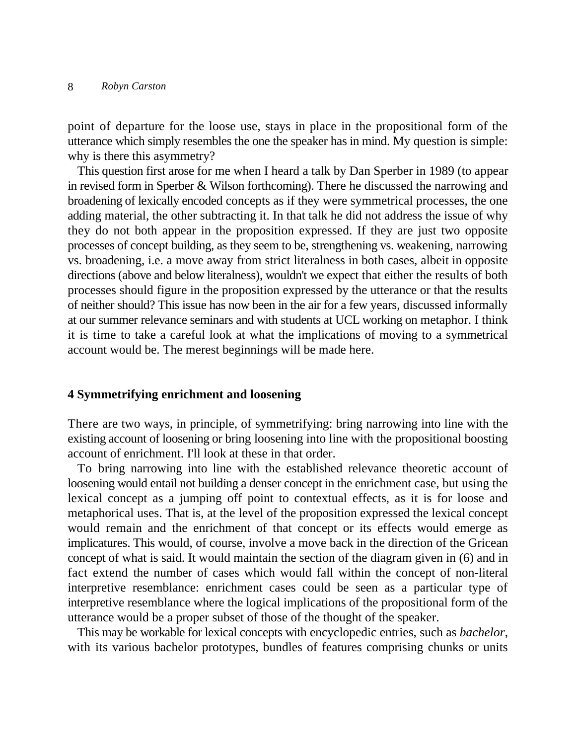point of departure for the loose use, stays in place in the propositional form of the utterance which simply resembles the one the speaker has in mind. My question is simple: why is there this asymmetry?

This question first arose for me when I heard a talk by Dan Sperber in 1989 (to appear in revised form in Sperber & Wilson forthcoming). There he discussed the narrowing and broadening of lexically encoded concepts as if they were symmetrical processes, the one adding material, the other subtracting it. In that talk he did not address the issue of why they do not both appear in the proposition expressed. If they are just two opposite processes of concept building, as they seem to be, strengthening vs. weakening, narrowing vs. broadening, i.e. a move away from strict literalness in both cases, albeit in opposite directions (above and below literalness), wouldn't we expect that either the results of both processes should figure in the proposition expressed by the utterance or that the results of neither should? This issue has now been in the air for a few years, discussed informally at our summer relevance seminars and with students at UCL working on metaphor. I think it is time to take a careful look at what the implications of moving to a symmetrical account would be. The merest beginnings will be made here.

## 4 Symmetrifying enrichment and loosening

There are two ways, in principle, of symmetrifying: bring narrowing into line with the existing account of loosening or bring loosening into line with the propositional boosting account of enrichment. I'll look at these in that order.

To bring narrowing into line with the established relevance theoretic account of loosening would entail not building a denser concept in the enrichment case, but using the lexical concept as a jumping off point to contextual effects, as it is for loose and metaphorical uses. That is, at the level of the proposition expressed the lexical concept would remain and the enrichment of that concept or its effects would emerge as implicatures. This would, of course, involve a move back in the direction of the Gricean concept of what is said. It would maintain the section of the diagram given in (6) and in fact extend the number of cases which would fall within the concept of non-literal interpretive resemblance: enrichment cases could be seen as a particular type of interpretive resemblance where the logical implications of the propositional form of the utterance would be a proper subset of those of the thought of the speaker.

This may be workable for lexical concepts with encyclopedic entries, such as *bachelor*, with its various bachelor prototypes, bundles of features comprising chunks or units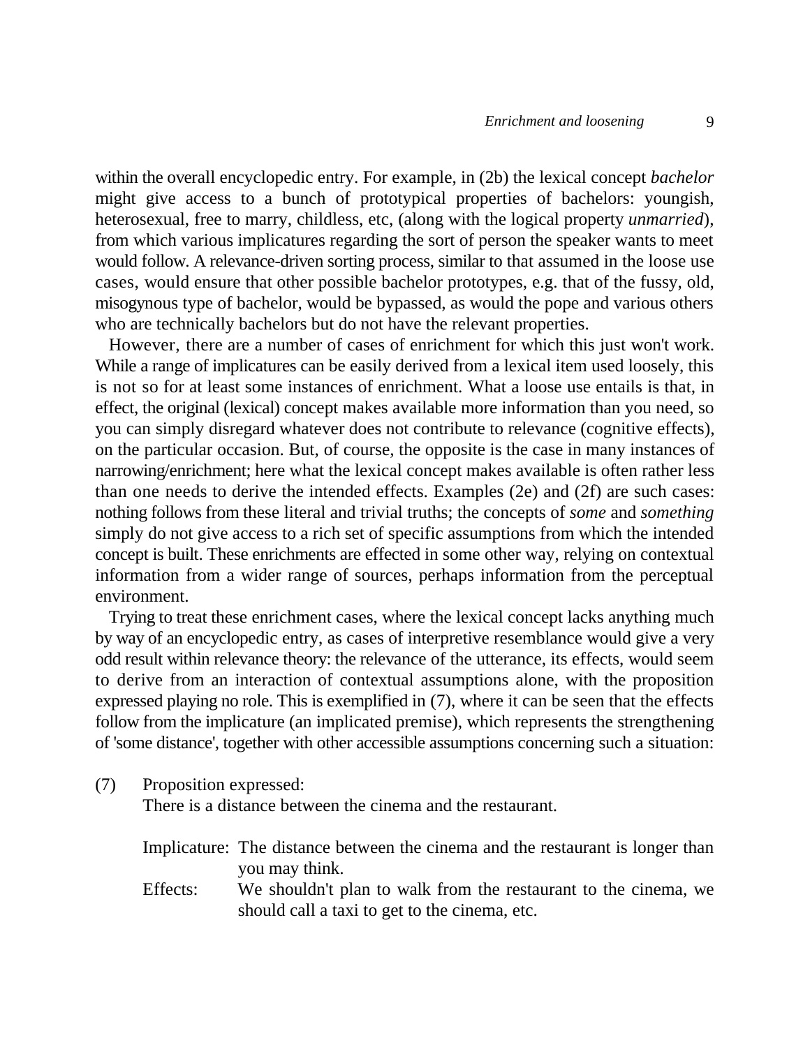within the overall encyclopedic entry. For example, in (2b) the lexical concept *bachelor* might give access to a bunch of prototypical properties of bachelors: youngish, heterosexual, free to marry, childless, etc, (along with the logical property *unmarried*), from which various implicatures regarding the sort of person the speaker wants to meet would follow. A relevance-driven sorting process, similar to that assumed in the loose use cases, would ensure that other possible bachelor prototypes, e.g. that of the fussy, old, misogynous type of bachelor, would be bypassed, as would the pope and various others who are technically bachelors but do not have the relevant properties.

However, there are a number of cases of enrichment for which this just won't work. While a range of implicatures can be easily derived from a lexical item used loosely, this is not so for at least some instances of enrichment. What a loose use entails is that, in effect, the original (lexical) concept makes available more information than you need, so you can simply disregard whatever does not contribute to relevance (cognitive effects), on the particular occasion. But, of course, the opposite is the case in many instances of narrowing/enrichment; here what the lexical concept makes available is often rather less than one needs to derive the intended effects. Examples (2e) and (2f) are such cases: nothing follows from these literal and trivial truths; the concepts of *some* and *something* simply do not give access to a rich set of specific assumptions from which the intended concept is built. These enrichments are effected in some other way, relying on contextual information from a wider range of sources, perhaps information from the perceptual environment.

Trying to treat these enrichment cases, where the lexical concept lacks anything much by way of an encyclopedic entry, as cases of interpretive resemblance would give a very odd result within relevance theory: the relevance of the utterance, its effects, would seem to derive from an interaction of contextual assumptions alone, with the proposition expressed playing no role. This is exemplified in (7), where it can be seen that the effects follow from the implicature (an implicated premise), which represents the strengthening of 'some distance', together with other accessible assumptions concerning such a situation:

(7) Proposition expressed:
There is a distance between the cinema and the restaurant.

Implicature: The distance between the cinema and the restaurant is longer than you may think.

Effects: We shouldn't plan to walk from the restaurant to the cinema, we should call a taxi to get to the cinema, etc.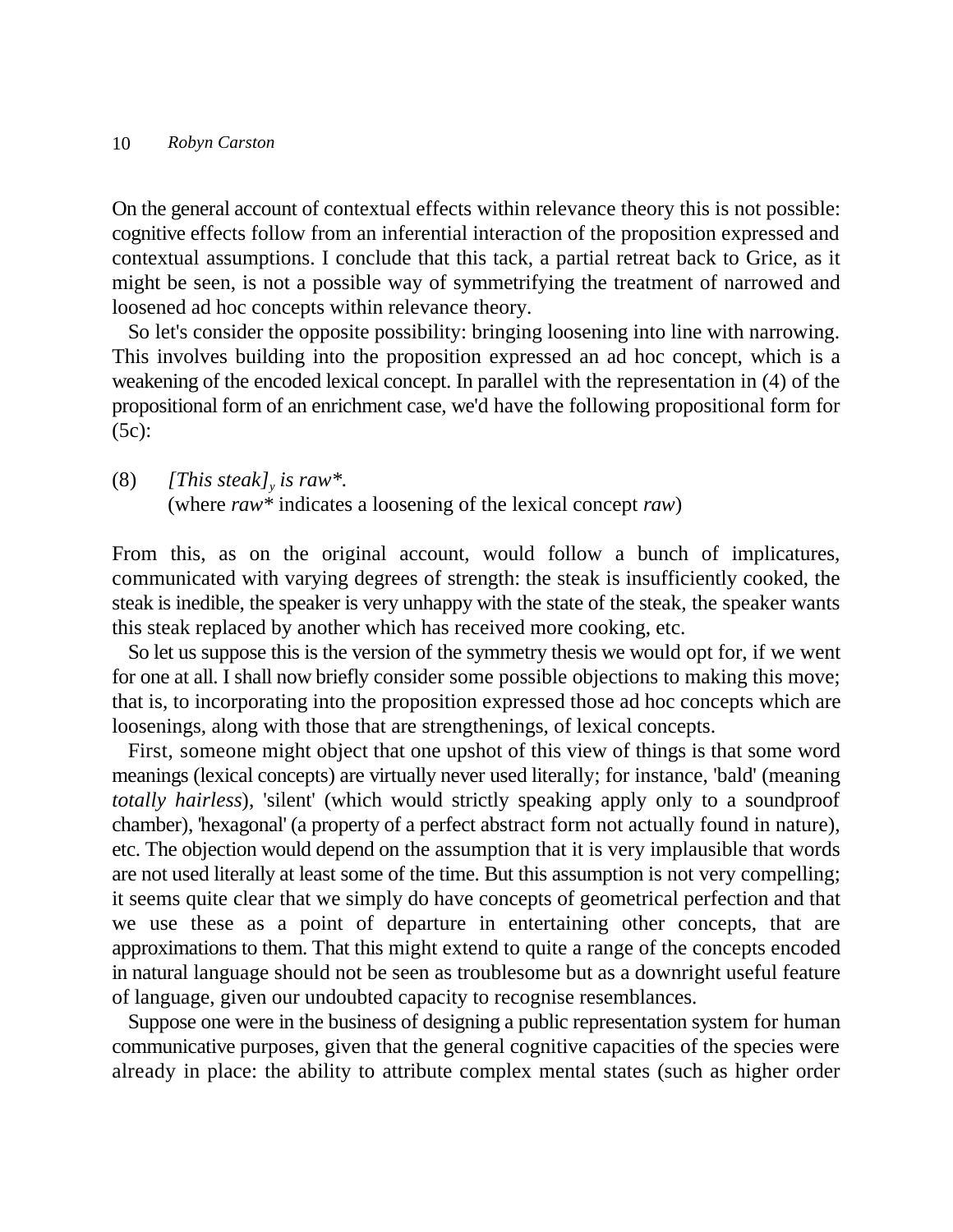On the general account of contextual effects within relevance theory this is not possible: cognitive effects follow from an inferential interaction of the proposition expressed and contextual assumptions. I conclude that this tack, a partial retreat back to Grice, as it might be seen, is not a possible way of symmetrifying the treatment of narrowed and loosened ad hoc concepts within relevance theory.

So let's consider the opposite possibility: bringing loosening into line with narrowing. This involves building into the proposition expressed an ad hoc concept, which is a weakening of the encoded lexical concept. In parallel with the representation in (4) of the propositional form of an enrichment case, we'd have the following propositional form for (5c):

(8) *[This steak]$_y$ is raw*.*
(where *raw** indicates a loosening of the lexical concept *raw*)

From this, as on the original account, would follow a bunch of implicatures, communicated with varying degrees of strength: the steak is insufficiently cooked, the steak is inedible, the speaker is very unhappy with the state of the steak, the speaker wants this steak replaced by another which has received more cooking, etc.

So let us suppose this is the version of the symmetry thesis we would opt for, if we went for one at all. I shall now briefly consider some possible objections to making this move; that is, to incorporating into the proposition expressed those ad hoc concepts which are loosenings, along with those that are strengthenings, of lexical concepts.

First, someone might object that one upshot of this view of things is that some word meanings (lexical concepts) are virtually never used literally; for instance, 'bald' (meaning *totally hairless*), 'silent' (which would strictly speaking apply only to a soundproof chamber), 'hexagonal' (a property of a perfect abstract form not actually found in nature), etc. The objection would depend on the assumption that it is very implausible that words are not used literally at least some of the time. But this assumption is not very compelling; it seems quite clear that we simply do have concepts of geometrical perfection and that we use these as a point of departure in entertaining other concepts, that are approximations to them. That this might extend to quite a range of the concepts encoded in natural language should not be seen as troublesome but as a downright useful feature of language, given our undoubted capacity to recognise resemblances.

Suppose one were in the business of designing a public representation system for human communicative purposes, given that the general cognitive capacities of the species were already in place: the ability to attribute complex mental states (such as higher order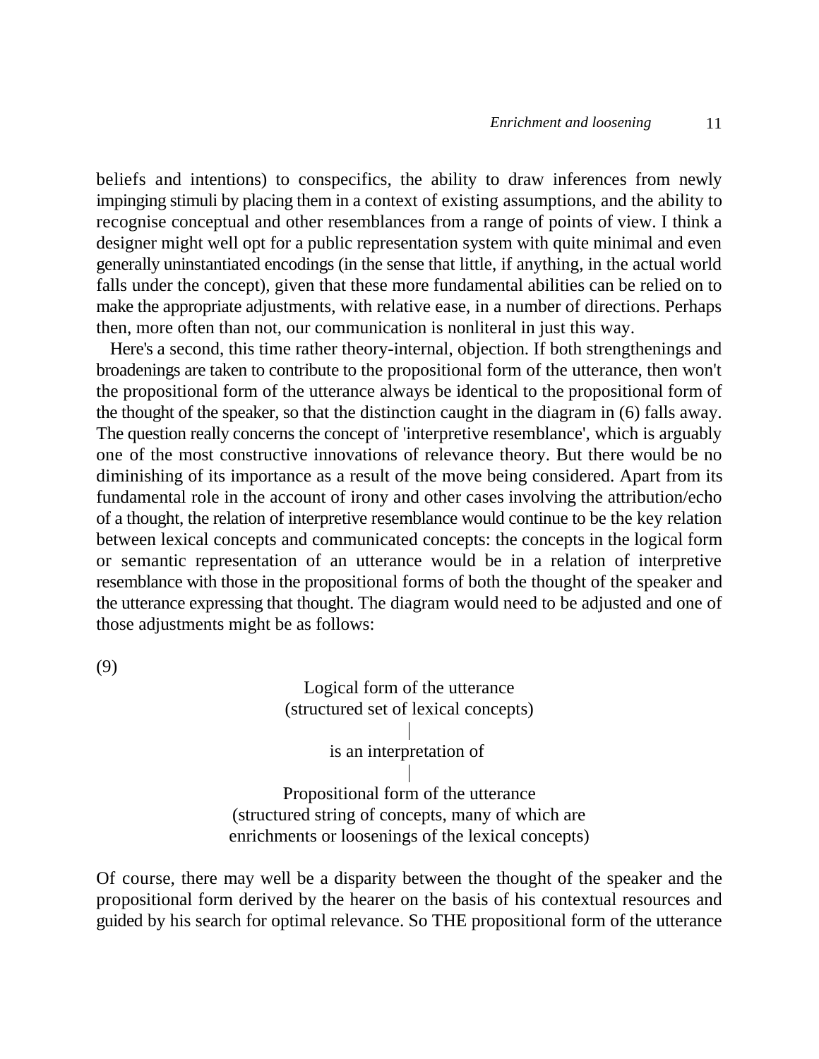beliefs and intentions) to conspecifics, the ability to draw inferences from newly impinging stimuli by placing them in a context of existing assumptions, and the ability to recognise conceptual and other resemblances from a range of points of view. I think a designer might well opt for a public representation system with quite minimal and even generally uninstantiated encodings (in the sense that little, if anything, in the actual world falls under the concept), given that these more fundamental abilities can be relied on to make the appropriate adjustments, with relative ease, in a number of directions. Perhaps then, more often than not, our communication is nonliteral in just this way.

Here's a second, this time rather theory-internal, objection. If both strengthenings and broadenings are taken to contribute to the propositional form of the utterance, then won't the propositional form of the utterance always be identical to the propositional form of the thought of the speaker, so that the distinction caught in the diagram in (6) falls away. The question really concerns the concept of 'interpretive resemblance', which is arguably one of the most constructive innovations of relevance theory. But there would be no diminishing of its importance as a result of the move being considered. Apart from its fundamental role in the account of irony and other cases involving the attribution/echo of a thought, the relation of interpretive resemblance would continue to be the key relation between lexical concepts and communicated concepts: the concepts in the logical form or semantic representation of an utterance would be in a relation of interpretive resemblance with those in the propositional forms of both the thought of the speaker and the utterance expressing that thought. The diagram would need to be adjusted and one of those adjustments might be as follows:

(9)

Logical form of the utterance
(structured set of lexical concepts)

|

is an interpretation of

|

Propositional form of the utterance
(structured string of concepts, many of which are
enrichments or loosenings of the lexical concepts)

Of course, there may well be a disparity between the thought of the speaker and the propositional form derived by the hearer on the basis of his contextual resources and guided by his search for optimal relevance. So THE propositional form of the utterance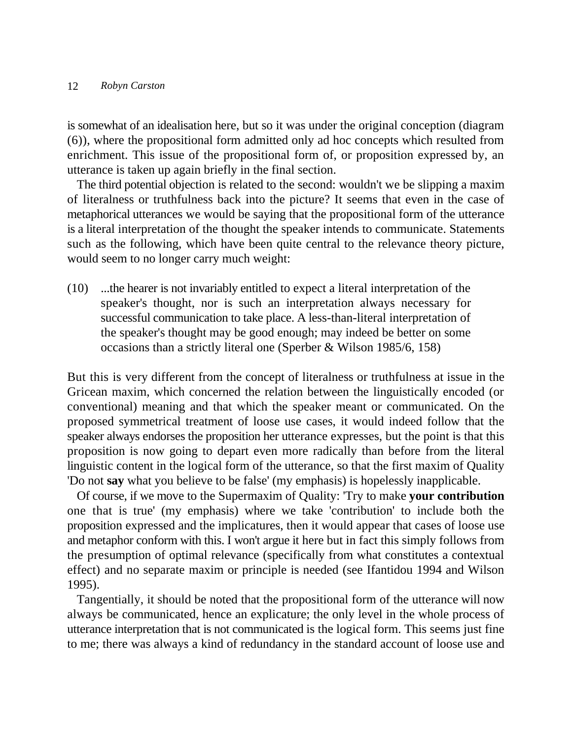is somewhat of an idealisation here, but so it was under the original conception (diagram (6)), where the propositional form admitted only ad hoc concepts which resulted from enrichment. This issue of the propositional form of, or proposition expressed by, an utterance is taken up again briefly in the final section.

The third potential objection is related to the second: wouldn't we be slipping a maxim of literalness or truthfulness back into the picture? It seems that even in the case of metaphorical utterances we would be saying that the propositional form of the utterance is a literal interpretation of the thought the speaker intends to communicate. Statements such as the following, which have been quite central to the relevance theory picture, would seem to no longer carry much weight:

(10) ...the hearer is not invariably entitled to expect a literal interpretation of the speaker's thought, nor is such an interpretation always necessary for successful communication to take place. A less-than-literal interpretation of the speaker's thought may be good enough; may indeed be better on some occasions than a strictly literal one (Sperber & Wilson 1985/6, 158)

But this is very different from the concept of literalness or truthfulness at issue in the Gricean maxim, which concerned the relation between the linguistically encoded (or conventional) meaning and that which the speaker meant or communicated. On the proposed symmetrical treatment of loose use cases, it would indeed follow that the speaker always endorses the proposition her utterance expresses, but the point is that this proposition is now going to depart even more radically than before from the literal linguistic content in the logical form of the utterance, so that the first maxim of Quality 'Do not **say** what you believe to be false' (my emphasis) is hopelessly inapplicable.

Of course, if we move to the Supermaxim of Quality: 'Try to make **your contribution** one that is true' (my emphasis) where we take 'contribution' to include both the proposition expressed and the implicatures, then it would appear that cases of loose use and metaphor conform with this. I won't argue it here but in fact this simply follows from the presumption of optimal relevance (specifically from what constitutes a contextual effect) and no separate maxim or principle is needed (see Ifantidou 1994 and Wilson 1995).

Tangentially, it should be noted that the propositional form of the utterance will now always be communicated, hence an explicature; the only level in the whole process of utterance interpretation that is not communicated is the logical form. This seems just fine to me; there was always a kind of redundancy in the standard account of loose use and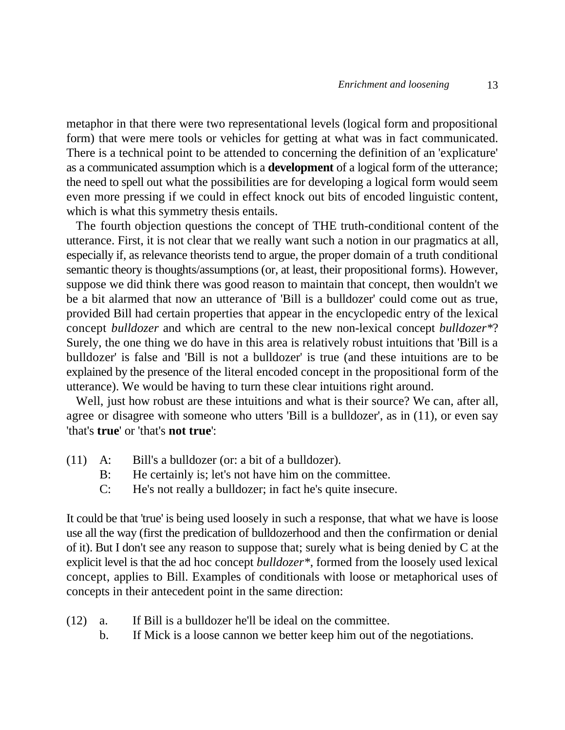metaphor in that there were two representational levels (logical form and propositional form) that were mere tools or vehicles for getting at what was in fact communicated. There is a technical point to be attended to concerning the definition of an 'explicature' as a communicated assumption which is a **development** of a logical form of the utterance; the need to spell out what the possibilities are for developing a logical form would seem even more pressing if we could in effect knock out bits of encoded linguistic content, which is what this symmetry thesis entails.

The fourth objection questions the concept of THE truth-conditional content of the utterance. First, it is not clear that we really want such a notion in our pragmatics at all, especially if, as relevance theorists tend to argue, the proper domain of a truth conditional semantic theory is thoughts/assumptions (or, at least, their propositional forms). However, suppose we did think there was good reason to maintain that concept, then wouldn't we be a bit alarmed that now an utterance of 'Bill is a bulldozer' could come out as true, provided Bill had certain properties that appear in the encyclopedic entry of the lexical concept *bulldozer* and which are central to the new non-lexical concept *bulldozer**? Surely, the one thing we do have in this area is relatively robust intuitions that 'Bill is a bulldozer' is false and 'Bill is not a bulldozer' is true (and these intuitions are to be explained by the presence of the literal encoded concept in the propositional form of the utterance). We would be having to turn these clear intuitions right around.

Well, just how robust are these intuitions and what is their source? We can, after all, agree or disagree with someone who utters 'Bill is a bulldozer', as in (11), or even say 'that's **true**' or 'that's **not true**':

(11) A: Bill's a bulldozer (or: a bit of a bulldozer).
 B: He certainly is; let's not have him on the committee.
 C: He's not really a bulldozer; in fact he's quite insecure.

It could be that 'true' is being used loosely in such a response, that what we have is loose use all the way (first the predication of bulldozerhood and then the confirmation or denial of it). But I don't see any reason to suppose that; surely what is being denied by C at the explicit level is that the ad hoc concept *bulldozer**, formed from the loosely used lexical concept, applies to Bill. Examples of conditionals with loose or metaphorical uses of concepts in their antecedent point in the same direction:

(12) a. If Bill is a bulldozer he'll be ideal on the committee.
 b. If Mick is a loose cannon we better keep him out of the negotiations.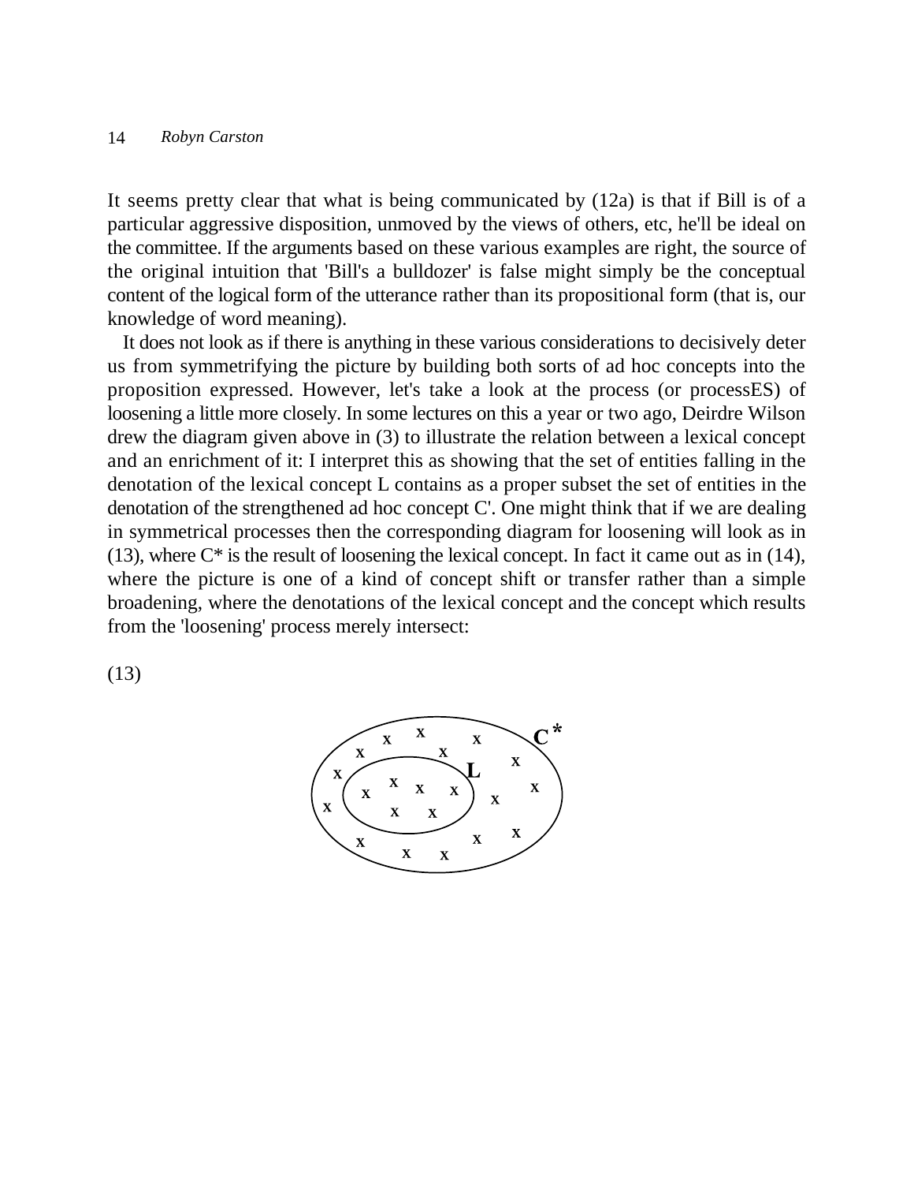It seems pretty clear that what is being communicated by (12a) is that if Bill is of a particular aggressive disposition, unmoved by the views of others, etc, he'll be ideal on the committee. If the arguments based on these various examples are right, the source of the original intuition that 'Bill's a bulldozer' is false might simply be the conceptual content of the logical form of the utterance rather than its propositional form (that is, our knowledge of word meaning).

It does not look as if there is anything in these various considerations to decisively deter us from symmetrifying the picture by building both sorts of ad hoc concepts into the proposition expressed. However, let's take a look at the process (or processES) of loosening a little more closely. In some lectures on this a year or two ago, Deirdre Wilson drew the diagram given above in (3) to illustrate the relation between a lexical concept and an enrichment of it: I interpret this as showing that the set of entities falling in the denotation of the lexical concept L contains as a proper subset the set of entities in the denotation of the strengthened ad hoc concept C'. One might think that if we are dealing in symmetrical processes then the corresponding diagram for loosening will look as in (13), where C* is the result of loosening the lexical concept. In fact it came out as in (14), where the picture is one of a kind of concept shift or transfer rather than a simple broadening, where the denotations of the lexical concept and the concept which results from the 'loosening' process merely intersect:

(13)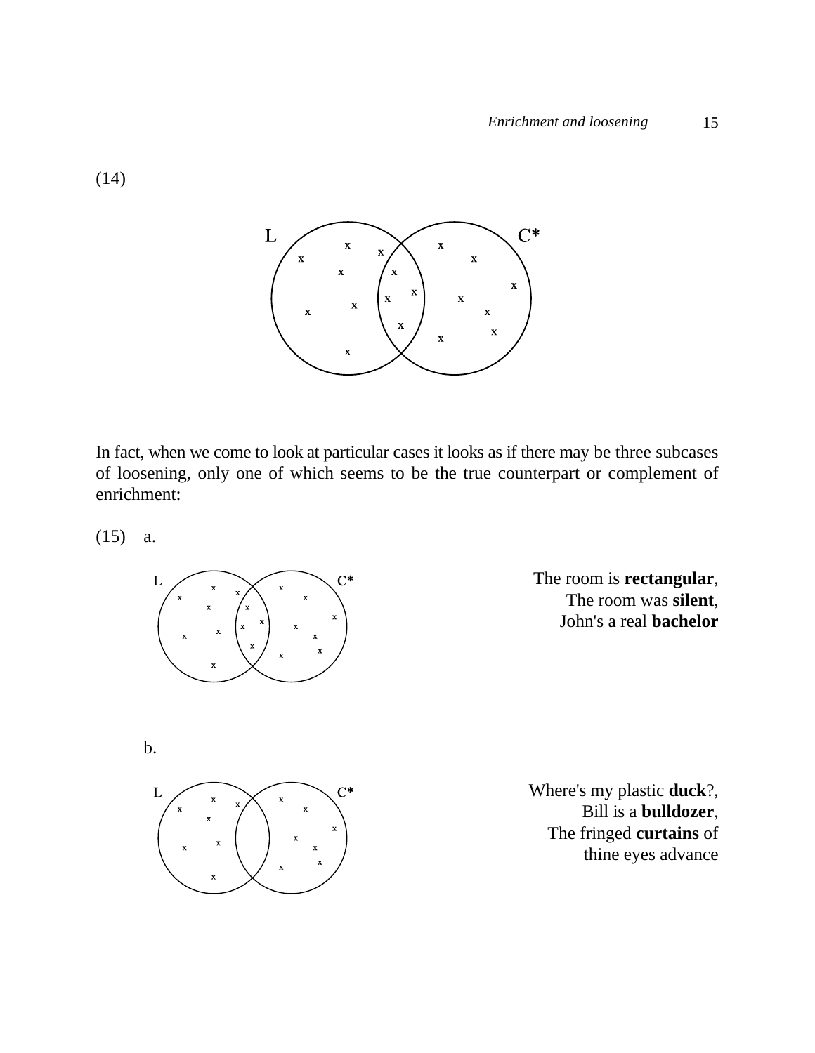(14)

In fact, when we come to look at particular cases it looks as if there may be three subcases of loosening, only one of which seems to be the true counterpart or complement of enrichment:

(15) a.

The room is **rectangular**,
The room was **silent**,
John's a real **bachelor**

b.

Where's my plastic **duck**?,
Bill is a **bulldozer**,
The fringed **curtains** of thine eyes advance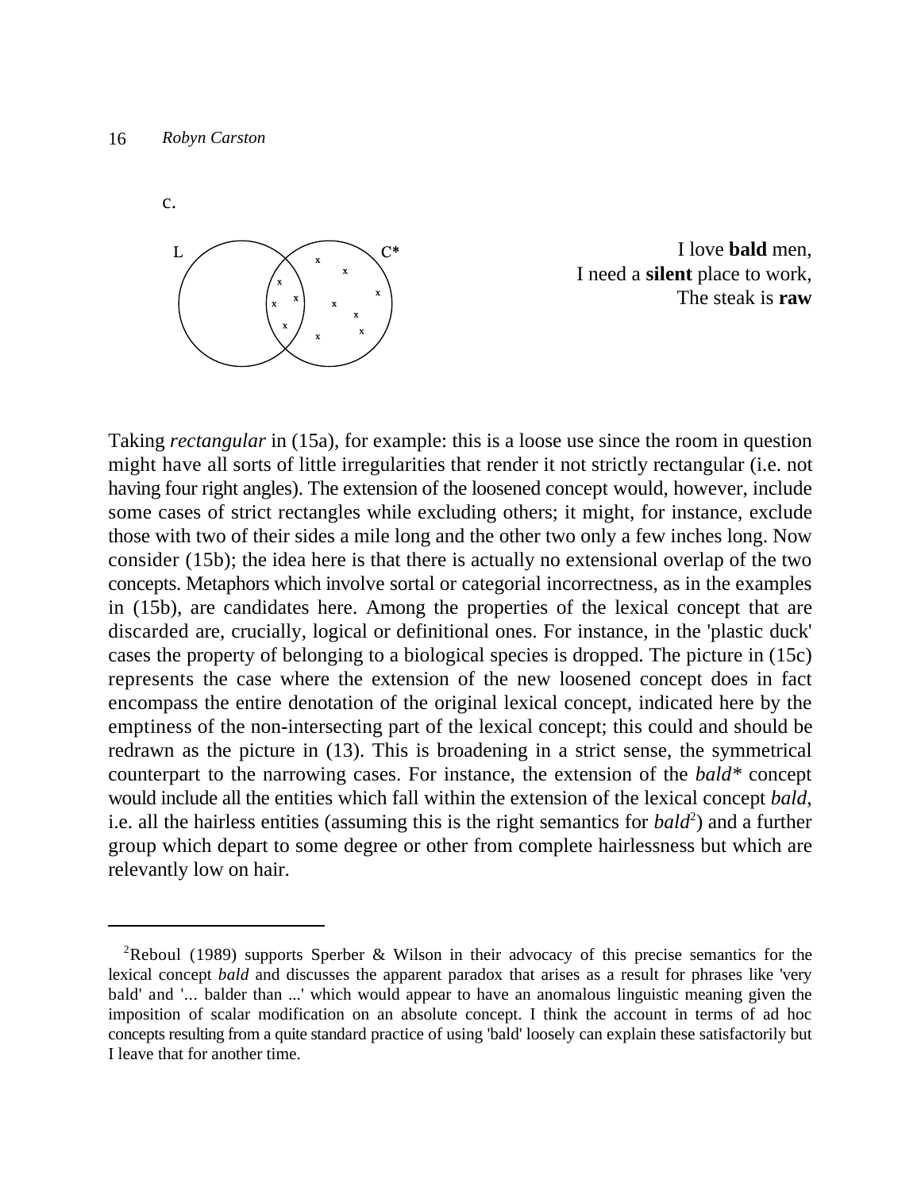c.

L C*

I love **bald** men,
I need a **silent** place to work,
The steak is **raw**

Taking *rectangular* in (15a), for example: this is a loose use since the room in question might have all sorts of little irregularities that render it not strictly rectangular (i.e. not having four right angles). The extension of the loosened concept would, however, include some cases of strict rectangles while excluding others; it might, for instance, exclude those with two of their sides a mile long and the other two only a few inches long. Now consider (15b); the idea here is that there is actually no extensional overlap of the two concepts. Metaphors which involve sortal or categorial incorrectness, as in the examples in (15b), are candidates here. Among the properties of the lexical concept that are discarded are, crucially, logical or definitional ones. For instance, in the 'plastic duck' cases the property of belonging to a biological species is dropped. The picture in (15c) represents the case where the extension of the new loosened concept does in fact encompass the entire denotation of the original lexical concept, indicated here by the emptiness of the non-intersecting part of the lexical concept; this could and should be redrawn as the picture in (13). This is broadening in a strict sense, the symmetrical counterpart to the narrowing cases. For instance, the extension of the *bald** concept would include all the entities which fall within the extension of the lexical concept *bald*, i.e. all the hairless entities (assuming this is the right semantics for *bald*[2]) and a further group which depart to some degree or other from complete hairlessness but which are relevantly low on hair.

---

[2]Reboul (1989) supports Sperber & Wilson in their advocacy of this precise semantics for the lexical concept *bald* and discusses the apparent paradox that arises as a result for phrases like 'very bald' and '... balder than ...' which would appear to have an anomalous linguistic meaning given the imposition of scalar modification on an absolute concept. I think the account in terms of ad hoc concepts resulting from a quite standard practice of using 'bald' loosely can explain these satisfactorily but I leave that for another time.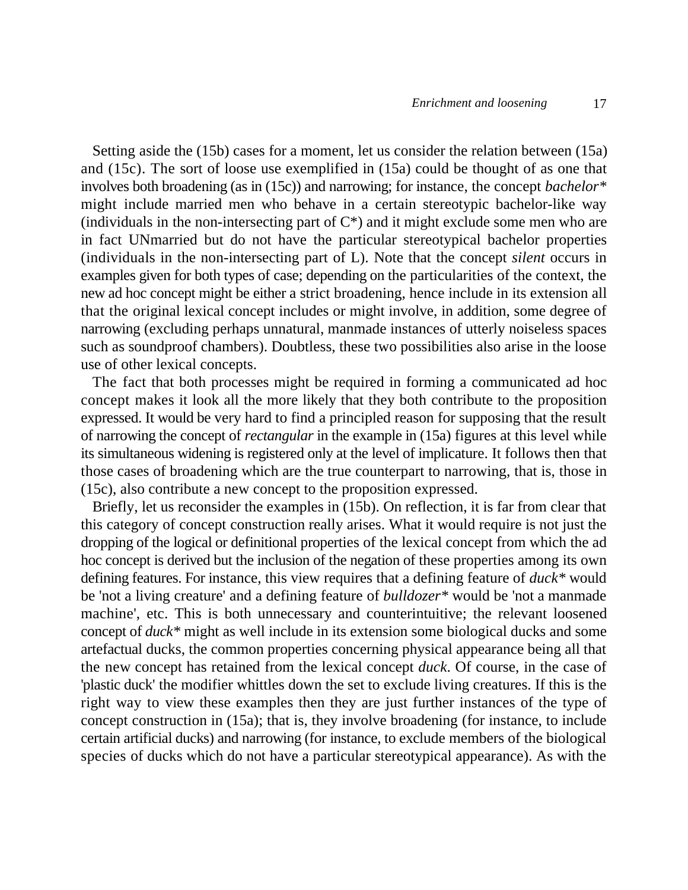Setting aside the (15b) cases for a moment, let us consider the relation between (15a) and (15c). The sort of loose use exemplified in (15a) could be thought of as one that involves both broadening (as in (15c)) and narrowing; for instance, the concept *bachelor** might include married men who behave in a certain stereotypic bachelor-like way (individuals in the non-intersecting part of C*) and it might exclude some men who are in fact UNmarried but do not have the particular stereotypical bachelor properties (individuals in the non-intersecting part of L). Note that the concept *silent* occurs in examples given for both types of case; depending on the particularities of the context, the new ad hoc concept might be either a strict broadening, hence include in its extension all that the original lexical concept includes or might involve, in addition, some degree of narrowing (excluding perhaps unnatural, manmade instances of utterly noiseless spaces such as soundproof chambers). Doubtless, these two possibilities also arise in the loose use of other lexical concepts.

The fact that both processes might be required in forming a communicated ad hoc concept makes it look all the more likely that they both contribute to the proposition expressed. It would be very hard to find a principled reason for supposing that the result of narrowing the concept of *rectangular* in the example in (15a) figures at this level while its simultaneous widening is registered only at the level of implicature. It follows then that those cases of broadening which are the true counterpart to narrowing, that is, those in (15c), also contribute a new concept to the proposition expressed.

Briefly, let us reconsider the examples in (15b). On reflection, it is far from clear that this category of concept construction really arises. What it would require is not just the dropping of the logical or definitional properties of the lexical concept from which the ad hoc concept is derived but the inclusion of the negation of these properties among its own defining features. For instance, this view requires that a defining feature of *duck** would be 'not a living creature' and a defining feature of *bulldozer** would be 'not a manmade machine', etc. This is both unnecessary and counterintuitive; the relevant loosened concept of *duck** might as well include in its extension some biological ducks and some artefactual ducks, the common properties concerning physical appearance being all that the new concept has retained from the lexical concept *duck*. Of course, in the case of 'plastic duck' the modifier whittles down the set to exclude living creatures. If this is the right way to view these examples then they are just further instances of the type of concept construction in (15a); that is, they involve broadening (for instance, to include certain artificial ducks) and narrowing (for instance, to exclude members of the biological species of ducks which do not have a particular stereotypical appearance). As with the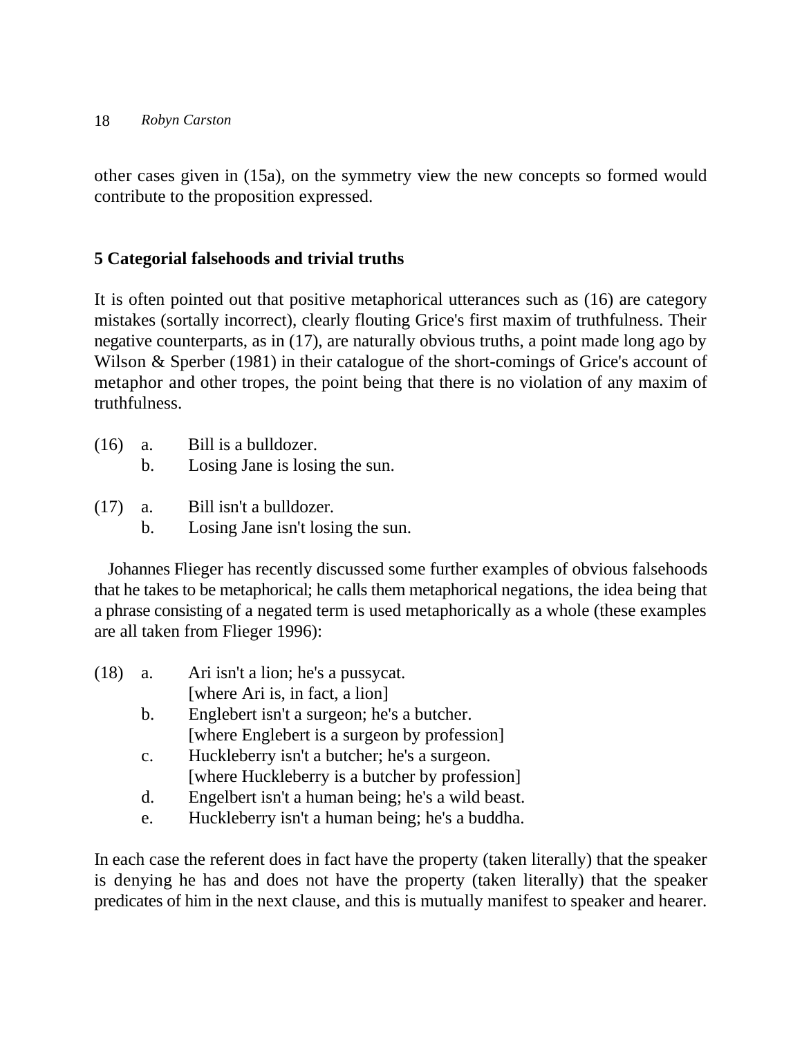other cases given in (15a), on the symmetry view the new concepts so formed would contribute to the proposition expressed.

## 5 Categorial falsehoods and trivial truths

It is often pointed out that positive metaphorical utterances such as (16) are category mistakes (sortally incorrect), clearly flouting Grice's first maxim of truthfulness. Their negative counterparts, as in (17), are naturally obvious truths, a point made long ago by Wilson & Sperber (1981) in their catalogue of the short-comings of Grice's account of metaphor and other tropes, the point being that there is no violation of any maxim of truthfulness.

(16) a. Bill is a bulldozer.
 b. Losing Jane is losing the sun.

(17) a. Bill isn't a bulldozer.
 b. Losing Jane isn't losing the sun.

Johannes Flieger has recently discussed some further examples of obvious falsehoods that he takes to be metaphorical; he calls them metaphorical negations, the idea being that a phrase consisting of a negated term is used metaphorically as a whole (these examples are all taken from Flieger 1996):

(18) a. Ari isn't a lion; he's a pussycat.
 [where Ari is, in fact, a lion]
 b. Englebert isn't a surgeon; he's a butcher.
 [where Englebert is a surgeon by profession]
 c. Huckleberry isn't a butcher; he's a surgeon.
 [where Huckleberry is a butcher by profession]
 d. Engelbert isn't a human being; he's a wild beast.
 e. Huckleberry isn't a human being; he's a buddha.

In each case the referent does in fact have the property (taken literally) that the speaker is denying he has and does not have the property (taken literally) that the speaker predicates of him in the next clause, and this is mutually manifest to speaker and hearer.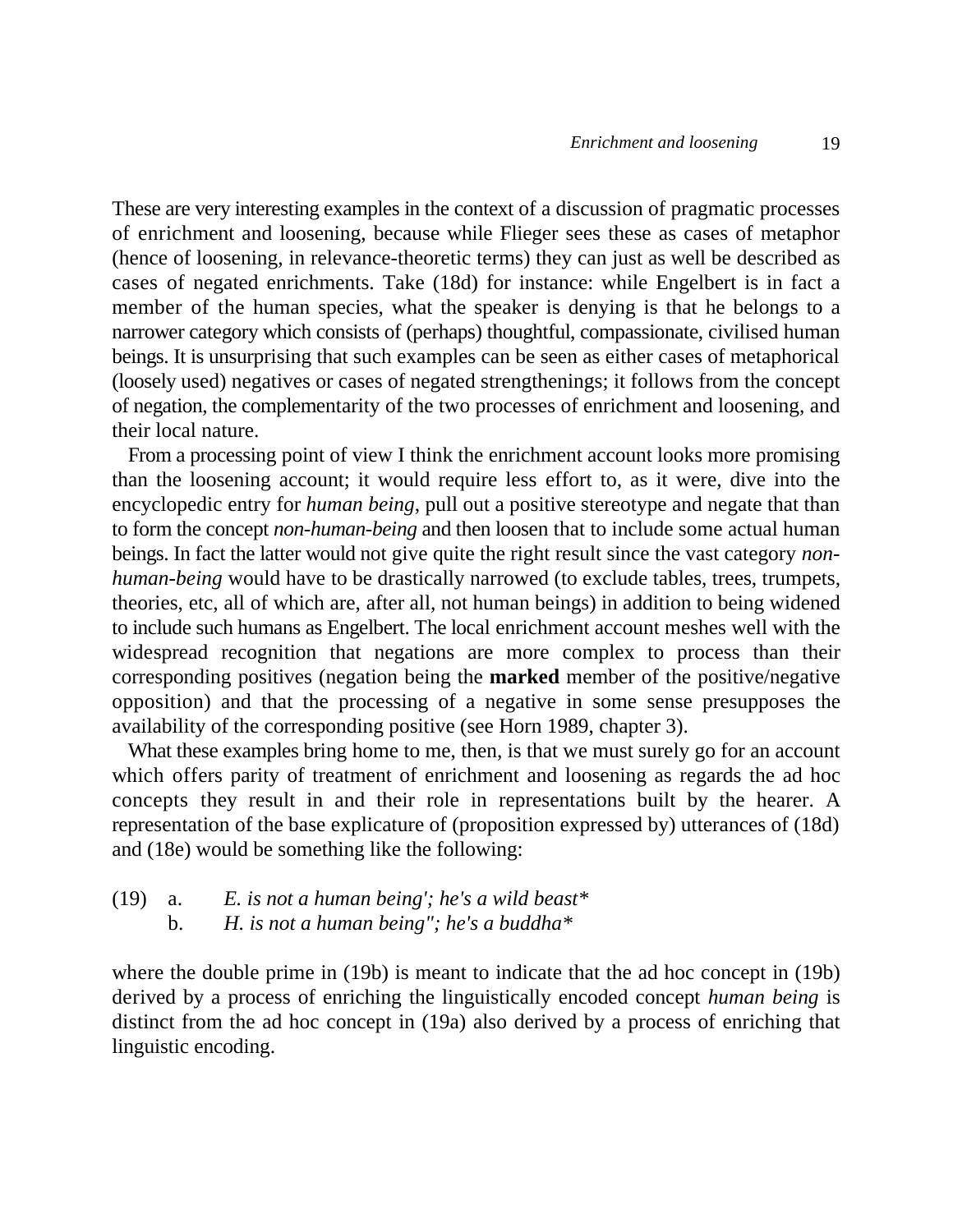These are very interesting examples in the context of a discussion of pragmatic processes of enrichment and loosening, because while Flieger sees these as cases of metaphor (hence of loosening, in relevance-theoretic terms) they can just as well be described as cases of negated enrichments. Take (18d) for instance: while Engelbert is in fact a member of the human species, what the speaker is denying is that he belongs to a narrower category which consists of (perhaps) thoughtful, compassionate, civilised human beings. It is unsurprising that such examples can be seen as either cases of metaphorical (loosely used) negatives or cases of negated strengthenings; it follows from the concept of negation, the complementarity of the two processes of enrichment and loosening, and their local nature.

From a processing point of view I think the enrichment account looks more promising than the loosening account; it would require less effort to, as it were, dive into the encyclopedic entry for *human being*, pull out a positive stereotype and negate that than to form the concept *non-human-being* and then loosen that to include some actual human beings. In fact the latter would not give quite the right result since the vast category *non-human-being* would have to be drastically narrowed (to exclude tables, trees, trumpets, theories, etc, all of which are, after all, not human beings) in addition to being widened to include such humans as Engelbert. The local enrichment account meshes well with the widespread recognition that negations are more complex to process than their corresponding positives (negation being the **marked** member of the positive/negative opposition) and that the processing of a negative in some sense presupposes the availability of the corresponding positive (see Horn 1989, chapter 3).

What these examples bring home to me, then, is that we must surely go for an account which offers parity of treatment of enrichment and loosening as regards the ad hoc concepts they result in and their role in representations built by the hearer. A representation of the base explicature of (proposition expressed by) utterances of (18d) and (18e) would be something like the following:

(19) a. *E. is not a human being'; he's a wild beast**
b. *H. is not a human being"; he's a buddha**

where the double prime in (19b) is meant to indicate that the ad hoc concept in (19b) derived by a process of enriching the linguistically encoded concept *human being* is distinct from the ad hoc concept in (19a) also derived by a process of enriching that linguistic encoding.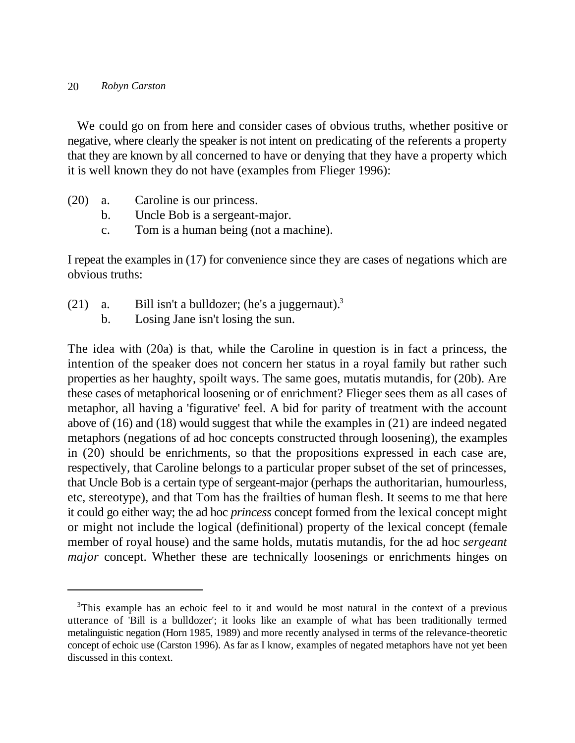We could go on from here and consider cases of obvious truths, whether positive or negative, where clearly the speaker is not intent on predicating of the referents a property that they are known by all concerned to have or denying that they have a property which it is well known they do not have (examples from Flieger 1996):

(20) a. Caroline is our princess.
 b. Uncle Bob is a sergeant-major.
 c. Tom is a human being (not a machine).

I repeat the examples in (17) for convenience since they are cases of negations which are obvious truths:

(21) a. Bill isn't a bulldozer; (he's a juggernaut).[3]
 b. Losing Jane isn't losing the sun.

The idea with (20a) is that, while the Caroline in question is in fact a princess, the intention of the speaker does not concern her status in a royal family but rather such properties as her haughty, spoilt ways. The same goes, mutatis mutandis, for (20b). Are these cases of metaphorical loosening or of enrichment? Flieger sees them as all cases of metaphor, all having a 'figurative' feel. A bid for parity of treatment with the account above of (16) and (18) would suggest that while the examples in (21) are indeed negated metaphors (negations of ad hoc concepts constructed through loosening), the examples in (20) should be enrichments, so that the propositions expressed in each case are, respectively, that Caroline belongs to a particular proper subset of the set of princesses, that Uncle Bob is a certain type of sergeant-major (perhaps the authoritarian, humourless, etc, stereotype), and that Tom has the frailties of human flesh. It seems to me that here it could go either way; the ad hoc *princess* concept formed from the lexical concept might or might not include the logical (definitional) property of the lexical concept (female member of royal house) and the same holds, mutatis mutandis, for the ad hoc *sergeant major* concept. Whether these are technically loosenings or enrichments hinges on

---

[3]This example has an echoic feel to it and would be most natural in the context of a previous utterance of 'Bill is a bulldozer'; it looks like an example of what has been traditionally termed metalinguistic negation (Horn 1985, 1989) and more recently analysed in terms of the relevance-theoretic concept of echoic use (Carston 1996). As far as I know, examples of negated metaphors have not yet been discussed in this context.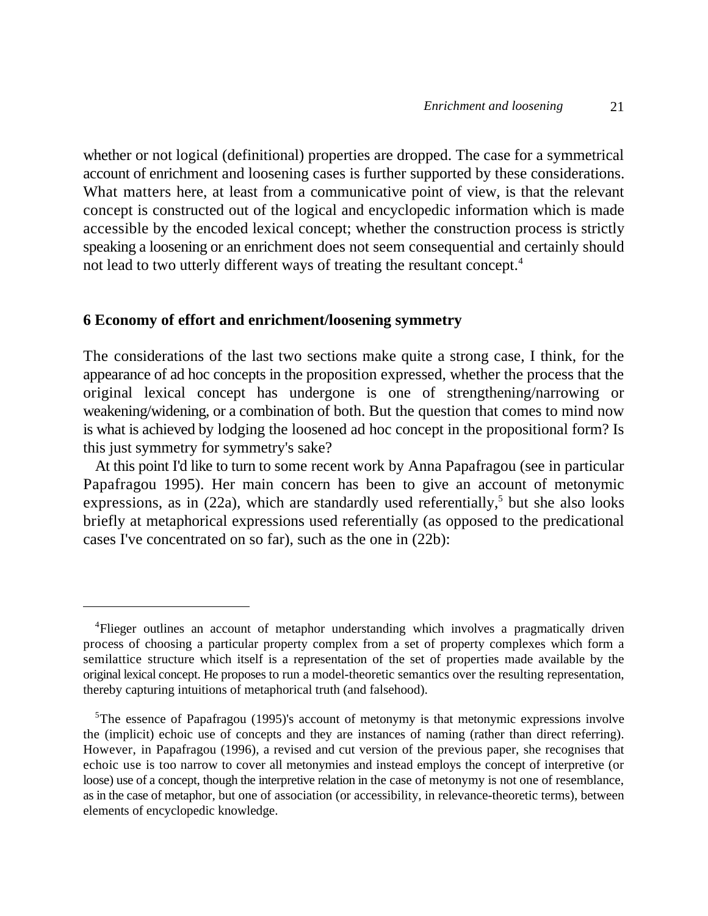whether or not logical (definitional) properties are dropped. The case for a symmetrical account of enrichment and loosening cases is further supported by these considerations. What matters here, at least from a communicative point of view, is that the relevant concept is constructed out of the logical and encyclopedic information which is made accessible by the encoded lexical concept; whether the construction process is strictly speaking a loosening or an enrichment does not seem consequential and certainly should not lead to two utterly different ways of treating the resultant concept.[4]

## 6 Economy of effort and enrichment/loosening symmetry

The considerations of the last two sections make quite a strong case, I think, for the appearance of ad hoc concepts in the proposition expressed, whether the process that the original lexical concept has undergone is one of strengthening/narrowing or weakening/widening, or a combination of both. But the question that comes to mind now is what is achieved by lodging the loosened ad hoc concept in the propositional form? Is this just symmetry for symmetry's sake?

At this point I'd like to turn to some recent work by Anna Papafragou (see in particular Papafragou 1995). Her main concern has been to give an account of metonymic expressions, as in (22a), which are standardly used referentially,[5] but she also looks briefly at metaphorical expressions used referentially (as opposed to the predicational cases I've concentrated on so far), such as the one in (22b):

---

[4]Flieger outlines an account of metaphor understanding which involves a pragmatically driven process of choosing a particular property complex from a set of property complexes which form a semilattice structure which itself is a representation of the set of properties made available by the original lexical concept. He proposes to run a model-theoretic semantics over the resulting representation, thereby capturing intuitions of metaphorical truth (and falsehood).

[5]The essence of Papafragou (1995)'s account of metonymy is that metonymic expressions involve the (implicit) echoic use of concepts and they are instances of naming (rather than direct referring). However, in Papafragou (1996), a revised and cut version of the previous paper, she recognises that echoic use is too narrow to cover all metonymies and instead employs the concept of interpretive (or loose) use of a concept, though the interpretive relation in the case of metonymy is not one of resemblance, as in the case of metaphor, but one of association (or accessibility, in relevance-theoretic terms), between elements of encyclopedic knowledge.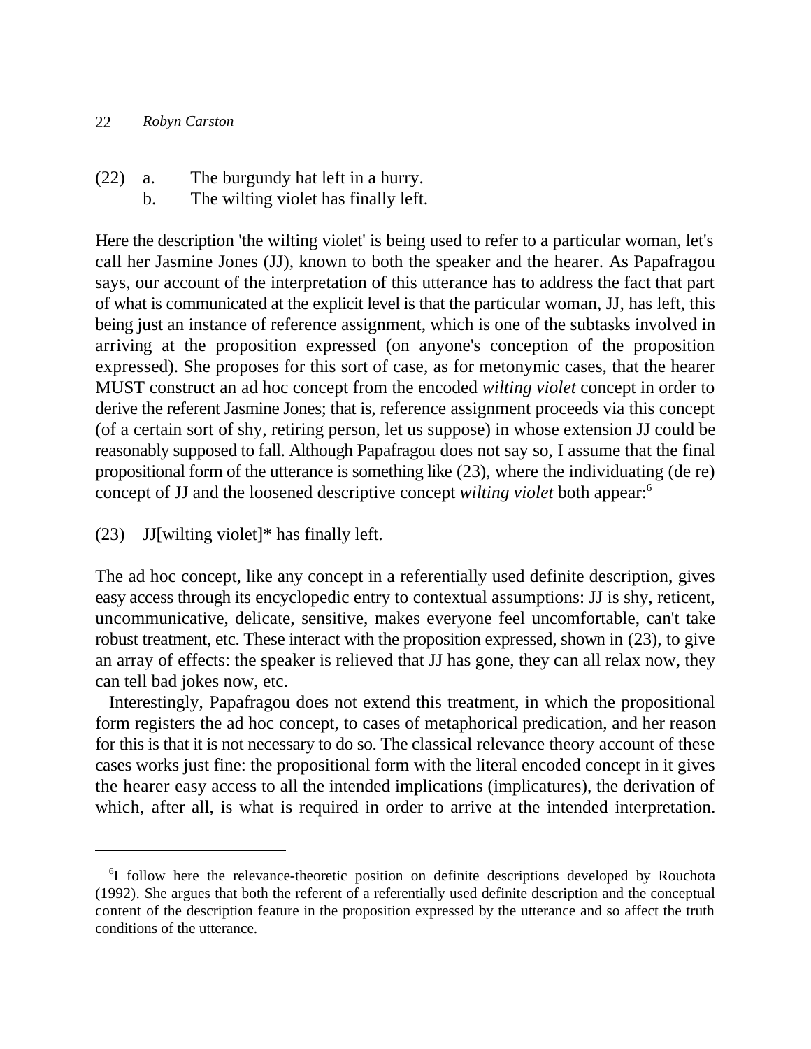(22) a. The burgundy hat left in a hurry.
     b. The wilting violet has finally left.

Here the description 'the wilting violet' is being used to refer to a particular woman, let's call her Jasmine Jones (JJ), known to both the speaker and the hearer. As Papafragou says, our account of the interpretation of this utterance has to address the fact that part of what is communicated at the explicit level is that the particular woman, JJ, has left, this being just an instance of reference assignment, which is one of the subtasks involved in arriving at the proposition expressed (on anyone's conception of the proposition expressed). She proposes for this sort of case, as for metonymic cases, that the hearer MUST construct an ad hoc concept from the encoded *wilting violet* concept in order to derive the referent Jasmine Jones; that is, reference assignment proceeds via this concept (of a certain sort of shy, retiring person, let us suppose) in whose extension JJ could be reasonably supposed to fall. Although Papafragou does not say so, I assume that the final propositional form of the utterance is something like (23), where the individuating (de re) concept of JJ and the loosened descriptive concept *wilting violet* both appear:[6]

(23) JJ[wilting violet]* has finally left.

The ad hoc concept, like any concept in a referentially used definite description, gives easy access through its encyclopedic entry to contextual assumptions: JJ is shy, reticent, uncommunicative, delicate, sensitive, makes everyone feel uncomfortable, can't take robust treatment, etc. These interact with the proposition expressed, shown in (23), to give an array of effects: the speaker is relieved that JJ has gone, they can all relax now, they can tell bad jokes now, etc.

Interestingly, Papafragou does not extend this treatment, in which the propositional form registers the ad hoc concept, to cases of metaphorical predication, and her reason for this is that it is not necessary to do so. The classical relevance theory account of these cases works just fine: the propositional form with the literal encoded concept in it gives the hearer easy access to all the intended implications (implicatures), the derivation of which, after all, is what is required in order to arrive at the intended interpretation.

---

[6]I follow here the relevance-theoretic position on definite descriptions developed by Rouchota (1992). She argues that both the referent of a referentially used definite description and the conceptual content of the description feature in the proposition expressed by the utterance and so affect the truth conditions of the utterance.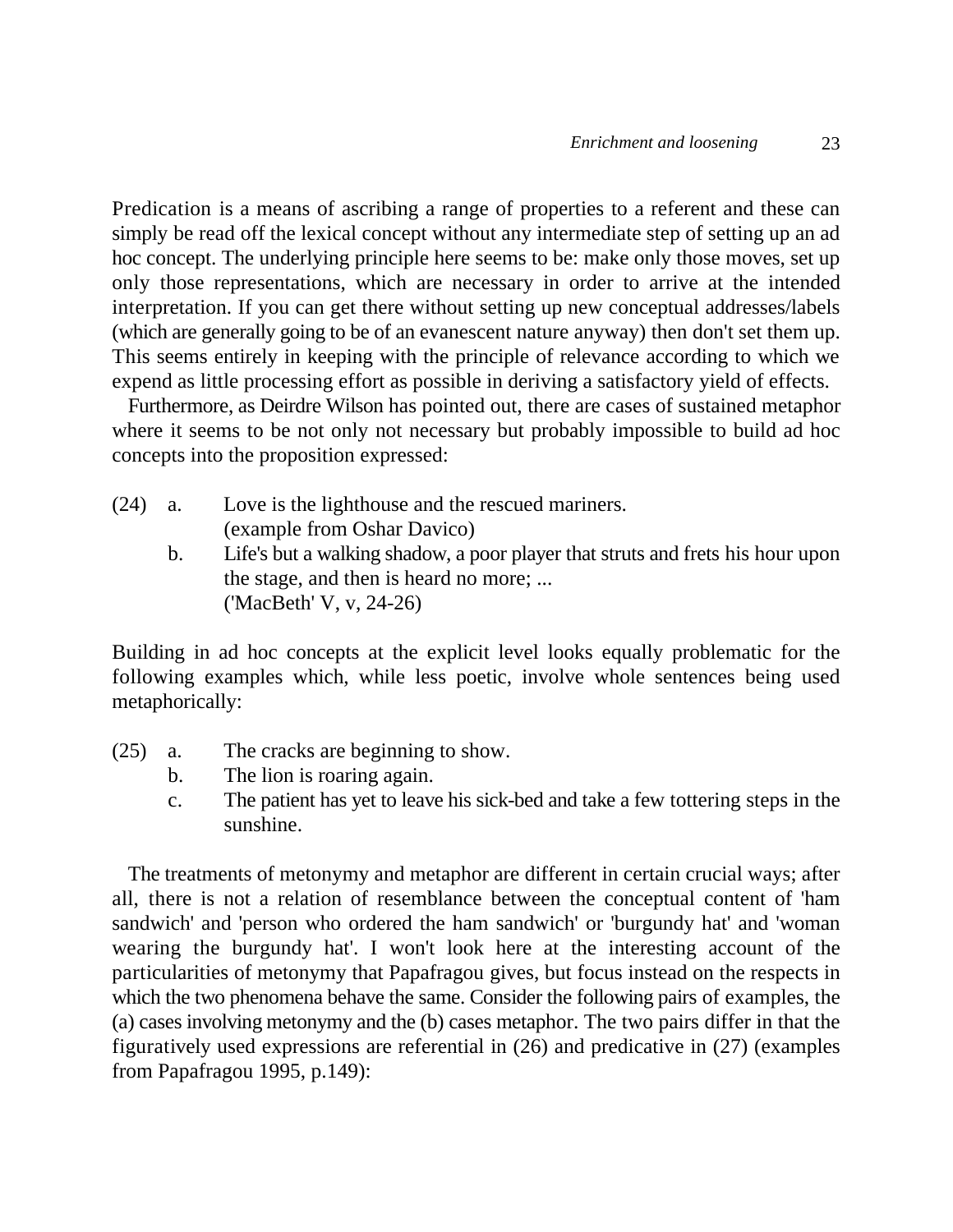Predication is a means of ascribing a range of properties to a referent and these can simply be read off the lexical concept without any intermediate step of setting up an ad hoc concept. The underlying principle here seems to be: make only those moves, set up only those representations, which are necessary in order to arrive at the intended interpretation. If you can get there without setting up new conceptual addresses/labels (which are generally going to be of an evanescent nature anyway) then don't set them up. This seems entirely in keeping with the principle of relevance according to which we expend as little processing effort as possible in deriving a satisfactory yield of effects.

Furthermore, as Deirdre Wilson has pointed out, there are cases of sustained metaphor where it seems to be not only not necessary but probably impossible to build ad hoc concepts into the proposition expressed:

(24) a. Love is the lighthouse and the rescued mariners.
(example from Oshar Davico)

b. Life's but a walking shadow, a poor player that struts and frets his hour upon the stage, and then is heard no more; ...
('MacBeth' V, v, 24-26)

Building in ad hoc concepts at the explicit level looks equally problematic for the following examples which, while less poetic, involve whole sentences being used metaphorically:

(25) a. The cracks are beginning to show.

b. The lion is roaring again.

c. The patient has yet to leave his sick-bed and take a few tottering steps in the sunshine.

The treatments of metonymy and metaphor are different in certain crucial ways; after all, there is not a relation of resemblance between the conceptual content of 'ham sandwich' and 'person who ordered the ham sandwich' or 'burgundy hat' and 'woman wearing the burgundy hat'. I won't look here at the interesting account of the particularities of metonymy that Papafragou gives, but focus instead on the respects in which the two phenomena behave the same. Consider the following pairs of examples, the (a) cases involving metonymy and the (b) cases metaphor. The two pairs differ in that the figuratively used expressions are referential in (26) and predicative in (27) (examples from Papafragou 1995, p.149):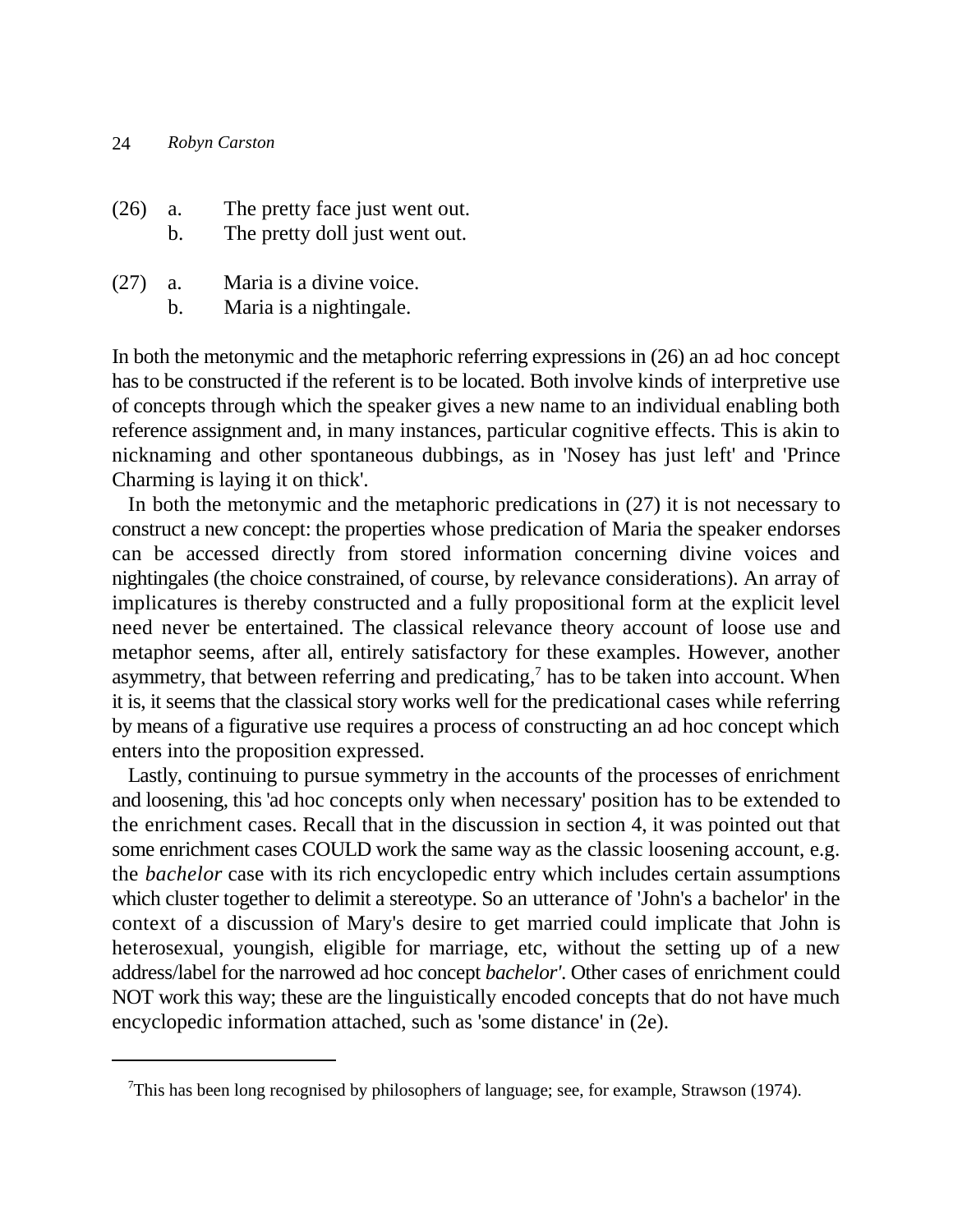(26) a. The pretty face just went out.
b. The pretty doll just went out.

(27) a. Maria is a divine voice.
b. Maria is a nightingale.

In both the metonymic and the metaphoric referring expressions in (26) an ad hoc concept has to be constructed if the referent is to be located. Both involve kinds of interpretive use of concepts through which the speaker gives a new name to an individual enabling both reference assignment and, in many instances, particular cognitive effects. This is akin to nicknaming and other spontaneous dubbings, as in 'Nosey has just left' and 'Prince Charming is laying it on thick'.

In both the metonymic and the metaphoric predications in (27) it is not necessary to construct a new concept: the properties whose predication of Maria the speaker endorses can be accessed directly from stored information concerning divine voices and nightingales (the choice constrained, of course, by relevance considerations). An array of implicatures is thereby constructed and a fully propositional form at the explicit level need never be entertained. The classical relevance theory account of loose use and metaphor seems, after all, entirely satisfactory for these examples. However, another asymmetry, that between referring and predicating,[7] has to be taken into account. When it is, it seems that the classical story works well for the predicational cases while referring by means of a figurative use requires a process of constructing an ad hoc concept which enters into the proposition expressed.

Lastly, continuing to pursue symmetry in the accounts of the processes of enrichment and loosening, this 'ad hoc concepts only when necessary' position has to be extended to the enrichment cases. Recall that in the discussion in section 4, it was pointed out that some enrichment cases COULD work the same way as the classic loosening account, e.g. the *bachelor* case with its rich encyclopedic entry which includes certain assumptions which cluster together to delimit a stereotype. So an utterance of 'John's a bachelor' in the context of a discussion of Mary's desire to get married could implicate that John is heterosexual, youngish, eligible for marriage, etc, without the setting up of a new address/label for the narrowed ad hoc concept *bachelor'*. Other cases of enrichment could NOT work this way; these are the linguistically encoded concepts that do not have much encyclopedic information attached, such as 'some distance' in (2e).

[7] This has been long recognised by philosophers of language; see, for example, Strawson (1974).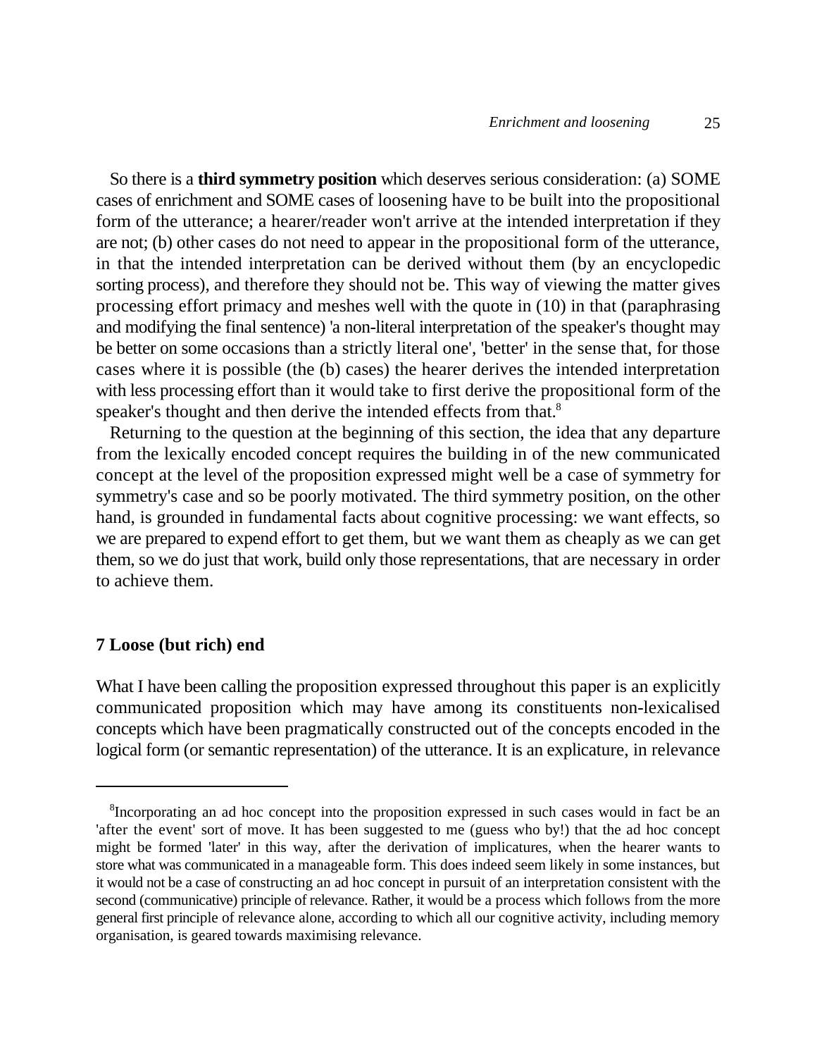So there is a **third symmetry position** which deserves serious consideration: (a) SOME cases of enrichment and SOME cases of loosening have to be built into the propositional form of the utterance; a hearer/reader won't arrive at the intended interpretation if they are not; (b) other cases do not need to appear in the propositional form of the utterance, in that the intended interpretation can be derived without them (by an encyclopedic sorting process), and therefore they should not be. This way of viewing the matter gives processing effort primacy and meshes well with the quote in (10) in that (paraphrasing and modifying the final sentence) 'a non-literal interpretation of the speaker's thought may be better on some occasions than a strictly literal one', 'better' in the sense that, for those cases where it is possible (the (b) cases) the hearer derives the intended interpretation with less processing effort than it would take to first derive the propositional form of the speaker's thought and then derive the intended effects from that.[8]

Returning to the question at the beginning of this section, the idea that any departure from the lexically encoded concept requires the building in of the new communicated concept at the level of the proposition expressed might well be a case of symmetry for symmetry's case and so be poorly motivated. The third symmetry position, on the other hand, is grounded in fundamental facts about cognitive processing: we want effects, so we are prepared to expend effort to get them, but we want them as cheaply as we can get them, so we do just that work, build only those representations, that are necessary in order to achieve them.

## 7 Loose (but rich) end

What I have been calling the proposition expressed throughout this paper is an explicitly communicated proposition which may have among its constituents non-lexicalised concepts which have been pragmatically constructed out of the concepts encoded in the logical form (or semantic representation) of the utterance. It is an explicature, in relevance

---

[8]Incorporating an ad hoc concept into the proposition expressed in such cases would in fact be an 'after the event' sort of move. It has been suggested to me (guess who by!) that the ad hoc concept might be formed 'later' in this way, after the derivation of implicatures, when the hearer wants to store what was communicated in a manageable form. This does indeed seem likely in some instances, but it would not be a case of constructing an ad hoc concept in pursuit of an interpretation consistent with the second (communicative) principle of relevance. Rather, it would be a process which follows from the more general first principle of relevance alone, according to which all our cognitive activity, including memory organisation, is geared towards maximising relevance.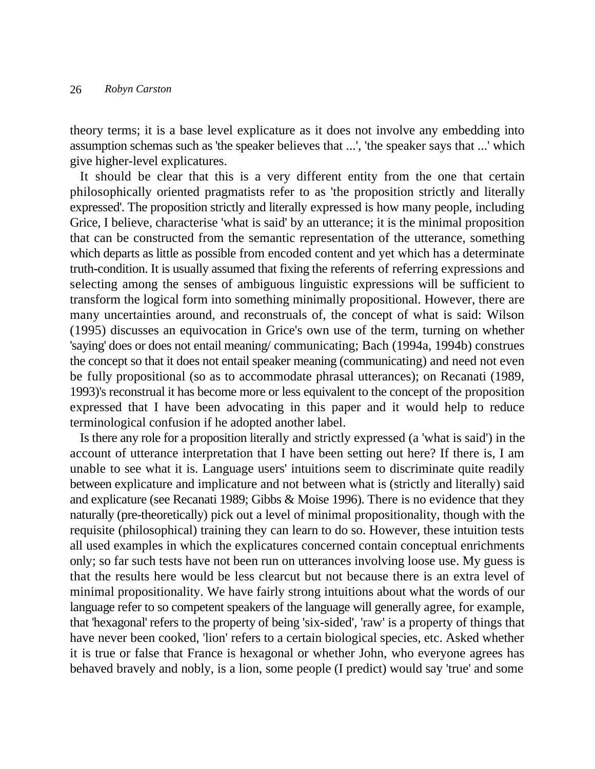theory terms; it is a base level explicature as it does not involve any embedding into assumption schemas such as 'the speaker believes that ...', 'the speaker says that ...' which give higher-level explicatures.

It should be clear that this is a very different entity from the one that certain philosophically oriented pragmatists refer to as 'the proposition strictly and literally expressed'. The proposition strictly and literally expressed is how many people, including Grice, I believe, characterise 'what is said' by an utterance; it is the minimal proposition that can be constructed from the semantic representation of the utterance, something which departs as little as possible from encoded content and yet which has a determinate truth-condition. It is usually assumed that fixing the referents of referring expressions and selecting among the senses of ambiguous linguistic expressions will be sufficient to transform the logical form into something minimally propositional. However, there are many uncertainties around, and reconstruals of, the concept of what is said: Wilson (1995) discusses an equivocation in Grice's own use of the term, turning on whether 'saying' does or does not entail meaning/ communicating; Bach (1994a, 1994b) construes the concept so that it does not entail speaker meaning (communicating) and need not even be fully propositional (so as to accommodate phrasal utterances); on Recanati (1989, 1993)'s reconstrual it has become more or less equivalent to the concept of the proposition expressed that I have been advocating in this paper and it would help to reduce terminological confusion if he adopted another label.

Is there any role for a proposition literally and strictly expressed (a 'what is said') in the account of utterance interpretation that I have been setting out here? If there is, I am unable to see what it is. Language users' intuitions seem to discriminate quite readily between explicature and implicature and not between what is (strictly and literally) said and explicature (see Recanati 1989; Gibbs & Moise 1996). There is no evidence that they naturally (pre-theoretically) pick out a level of minimal propositionality, though with the requisite (philosophical) training they can learn to do so. However, these intuition tests all used examples in which the explicatures concerned contain conceptual enrichments only; so far such tests have not been run on utterances involving loose use. My guess is that the results here would be less clearcut but not because there is an extra level of minimal propositionality. We have fairly strong intuitions about what the words of our language refer to so competent speakers of the language will generally agree, for example, that 'hexagonal' refers to the property of being 'six-sided', 'raw' is a property of things that have never been cooked, 'lion' refers to a certain biological species, etc. Asked whether it is true or false that France is hexagonal or whether John, who everyone agrees has behaved bravely and nobly, is a lion, some people (I predict) would say 'true' and some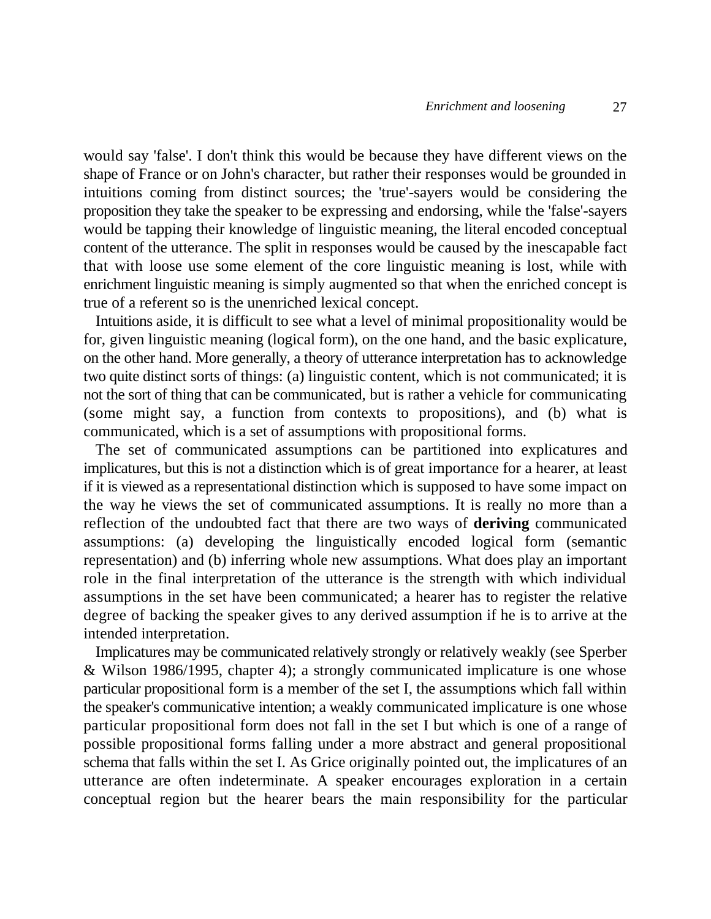would say 'false'. I don't think this would be because they have different views on the shape of France or on John's character, but rather their responses would be grounded in intuitions coming from distinct sources; the 'true'-sayers would be considering the proposition they take the speaker to be expressing and endorsing, while the 'false'-sayers would be tapping their knowledge of linguistic meaning, the literal encoded conceptual content of the utterance. The split in responses would be caused by the inescapable fact that with loose use some element of the core linguistic meaning is lost, while with enrichment linguistic meaning is simply augmented so that when the enriched concept is true of a referent so is the unenriched lexical concept.

Intuitions aside, it is difficult to see what a level of minimal propositionality would be for, given linguistic meaning (logical form), on the one hand, and the basic explicature, on the other hand. More generally, a theory of utterance interpretation has to acknowledge two quite distinct sorts of things: (a) linguistic content, which is not communicated; it is not the sort of thing that can be communicated, but is rather a vehicle for communicating (some might say, a function from contexts to propositions), and (b) what is communicated, which is a set of assumptions with propositional forms.

The set of communicated assumptions can be partitioned into explicatures and implicatures, but this is not a distinction which is of great importance for a hearer, at least if it is viewed as a representational distinction which is supposed to have some impact on the way he views the set of communicated assumptions. It is really no more than a reflection of the undoubted fact that there are two ways of **deriving** communicated assumptions: (a) developing the linguistically encoded logical form (semantic representation) and (b) inferring whole new assumptions. What does play an important role in the final interpretation of the utterance is the strength with which individual assumptions in the set have been communicated; a hearer has to register the relative degree of backing the speaker gives to any derived assumption if he is to arrive at the intended interpretation.

Implicatures may be communicated relatively strongly or relatively weakly (see Sperber & Wilson 1986/1995, chapter 4); a strongly communicated implicature is one whose particular propositional form is a member of the set I, the assumptions which fall within the speaker's communicative intention; a weakly communicated implicature is one whose particular propositional form does not fall in the set I but which is one of a range of possible propositional forms falling under a more abstract and general propositional schema that falls within the set I. As Grice originally pointed out, the implicatures of an utterance are often indeterminate. A speaker encourages exploration in a certain conceptual region but the hearer bears the main responsibility for the particular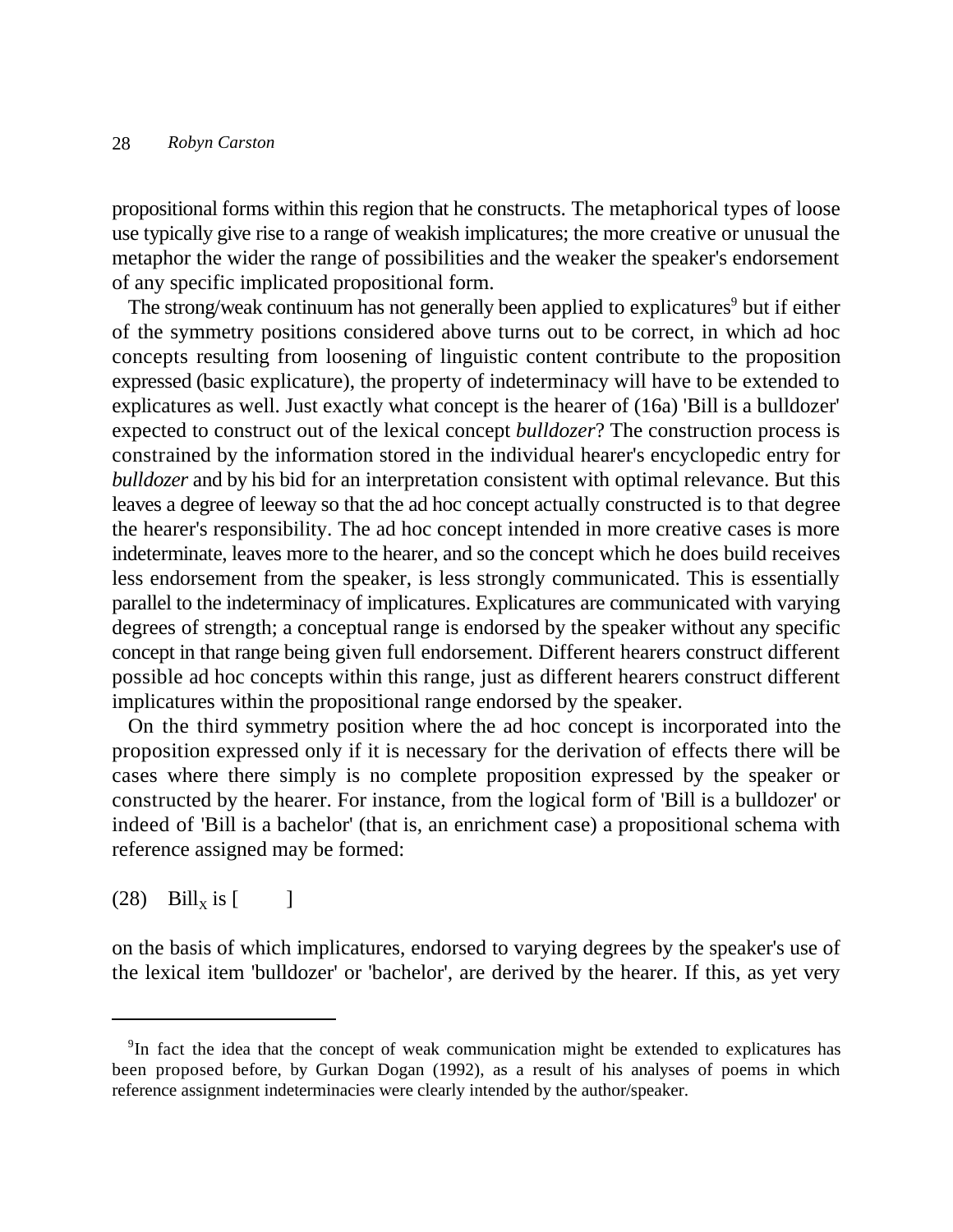propositional forms within this region that he constructs. The metaphorical types of loose use typically give rise to a range of weakish implicatures; the more creative or unusual the metaphor the wider the range of possibilities and the weaker the speaker's endorsement of any specific implicated propositional form.

The strong/weak continuum has not generally been applied to explicatures[9] but if either of the symmetry positions considered above turns out to be correct, in which ad hoc concepts resulting from loosening of linguistic content contribute to the proposition expressed (basic explicature), the property of indeterminacy will have to be extended to explicatures as well. Just exactly what concept is the hearer of (16a) 'Bill is a bulldozer' expected to construct out of the lexical concept *bulldozer*? The construction process is constrained by the information stored in the individual hearer's encyclopedic entry for *bulldozer* and by his bid for an interpretation consistent with optimal relevance. But this leaves a degree of leeway so that the ad hoc concept actually constructed is to that degree the hearer's responsibility. The ad hoc concept intended in more creative cases is more indeterminate, leaves more to the hearer, and so the concept which he does build receives less endorsement from the speaker, is less strongly communicated. This is essentially parallel to the indeterminacy of implicatures. Explicatures are communicated with varying degrees of strength; a conceptual range is endorsed by the speaker without any specific concept in that range being given full endorsement. Different hearers construct different possible ad hoc concepts within this range, just as different hearers construct different implicatures within the propositional range endorsed by the speaker.

On the third symmetry position where the ad hoc concept is incorporated into the proposition expressed only if it is necessary for the derivation of effects there will be cases where there simply is no complete proposition expressed by the speaker or constructed by the hearer. For instance, from the logical form of 'Bill is a bachelor' or indeed of 'Bill is a bachelor' (that is, an enrichment case) a propositional schema with reference assigned may be formed:

(28) $\text{Bill}_X$ is [ ]

on the basis of which implicatures, endorsed to varying degrees by the speaker's use of the lexical item 'bulldozer' or 'bachelor', are derived by the hearer. If this, as yet very

---

[9]In fact the idea that the concept of weak communication might be extended to explicatures has been proposed before, by Gurkan Dogan (1992), as a result of his analyses of poems in which reference assignment indeterminacies were clearly intended by the author/speaker.

propositional forms within this region that he constructs. The metaphorical types of loose use typically give rise to a range of weakish implicatures; the more creative or unusual the metaphor the wider the range of possibilities and the weaker the speaker's endorsement of any specific implicated propositional form.

The strong/weak continuum has not generally been applied to explicatures[9] but if either of the symmetry positions considered above turns out to be correct, in which ad hoc concepts resulting from loosening of linguistic content contribute to the proposition expressed (basic explicature), the property of indeterminacy will have to be extended to explicatures as well. Just exactly what concept is the hearer of (16a) 'Bill is a bulldozer' expected to construct out of the lexical concept *bulldozer*? The construction process is constrained by the information stored in the individual hearer's encyclopedic entry for *bulldozer* and by his bid for an interpretation consistent with optimal relevance. But this leaves a degree of leeway so that the ad hoc concept actually constructed is to that degree the hearer's responsibility. The ad hoc concept intended in more creative cases is more indeterminate, leaves more to the hearer, and so the concept which he does build receives less endorsement from the speaker, is less strongly communicated. This is essentially parallel to the indeterminacy of implicatures. Explicatures are communicated with varying degrees of strength; a conceptual range is endorsed by the speaker without any specific concept in that range being given full endorsement. Different hearers construct different possible ad hoc concepts within this range, just as different hearers construct different implicatures within the propositional range endorsed by the speaker.

On the third symmetry position where the ad hoc concept is incorporated into the proposition expressed only if it is necessary for the derivation of effects there will be cases where there simply is no complete proposition expressed by the speaker or constructed by the hearer. For instance, from the logical form of 'Bill is a bulldozer' or indeed of 'Bill is a bachelor' (that is, an enrichment case) a propositional schema with reference assigned may be formed:

(28) $\text{Bill}_X$ is [ ]

on the basis of which implicatures, endorsed to varying degrees by the speaker's use of the lexical item 'bulldozer' or 'bachelor', are derived by the hearer. If this, as yet very

---

[9]In fact the idea that the concept of weak communication might be extended to explicatures has been proposed before, by Gurkan Dogan (1992), as a result of his analyses of poems in which reference assignment indeterminacies were clearly intended by the author/speaker.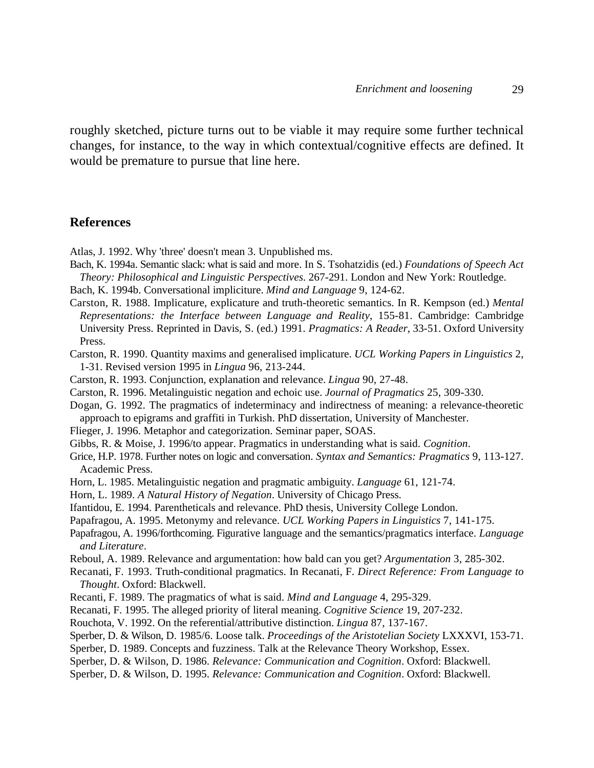roughly sketched, picture turns out to be viable it may require some further technical changes, for instance, to the way in which contextual/cognitive effects are defined. It would be premature to pursue that line here.

## References

Atlas, J. 1992. Why 'three' doesn't mean 3. Unpublished ms.

Bach, K. 1994a. Semantic slack: what is said and more. In S. Tsohatzidis (ed.) *Foundations of Speech Act Theory: Philosophical and Linguistic Perspectives*. 267-291. London and New York: Routledge.

Bach, K. 1994b. Conversational impliciture. *Mind and Language* 9, 124-62.

Carston, R. 1988. Implicature, explicature and truth-theoretic semantics. In R. Kempson (ed.) *Mental Representations: the Interface between Language and Reality*, 155-81. Cambridge: Cambridge University Press. Reprinted in Davis, S. (ed.) 1991. *Pragmatics: A Reader*, 33-51. Oxford University Press.

Carston, R. 1990. Quantity maxims and generalised implicature. *UCL Working Papers in Linguistics* 2, 1-31. Revised version 1995 in *Lingua* 96, 213-244.

Carston, R. 1993. Conjunction, explanation and relevance. *Lingua* 90, 27-48.

Carston, R. 1996. Metalinguistic negation and echoic use. *Journal of Pragmatics* 25, 309-330.

Dogan, G. 1992. The pragmatics of indeterminacy and indirectness of meaning: a relevance-theoretic approach to epigrams and graffiti in Turkish. PhD dissertation, University of Manchester.

Flieger, J. 1996. Metaphor and categorization. Seminar paper, SOAS.

Gibbs, R. & Moise, J. 1996/to appear. Pragmatics in understanding what is said. *Cognition*.

Grice, H.P. 1978. Further notes on logic and conversation. *Syntax and Semantics: Pragmatics* 9, 113-127. Academic Press.

Horn, L. 1985. Metalinguistic negation and pragmatic ambiguity. *Language* 61, 121-74.

Horn, L. 1989. *A Natural History of Negation*. University of Chicago Press.

Ifantidou, E. 1994. Parentheticals and relevance. PhD thesis, University College London.

Papafragou, A. 1995. Metonymy and relevance. *UCL Working Papers in Linguistics* 7, 141-175.

Papafragou, A. 1996/forthcoming. Figurative language and the semantics/pragmatics interface. *Language and Literature*.

Reboul, A. 1989. Relevance and argumentation: how bald can you get? *Argumentation* 3, 285-302.

Recanati, F. 1993. Truth-conditional pragmatics. In Recanati, F. *Direct Reference: From Language to Thought*. Oxford: Blackwell.

Recanti, F. 1989. The pragmatics of what is said. *Mind and Language* 4, 295-329.

Recanati, F. 1995. The alleged priority of literal meaning. *Cognitive Science* 19, 207-232.

Rouchota, V. 1992. On the referential/attributive distinction. *Lingua* 87, 137-167.

Sperber, D. & Wilson, D. 1985/6. Loose talk. *Proceedings of the Aristotelian Society* LXXXVI, 153-71.

Sperber, D. 1989. Concepts and fuzziness. Talk at the Relevance Theory Workshop, Essex.

Sperber, D. & Wilson, D. 1986. *Relevance: Communication and Cognition*. Oxford: Blackwell.

Sperber, D. & Wilson, D. 1995. *Relevance: Communication and Cognition*. Oxford: Blackwell.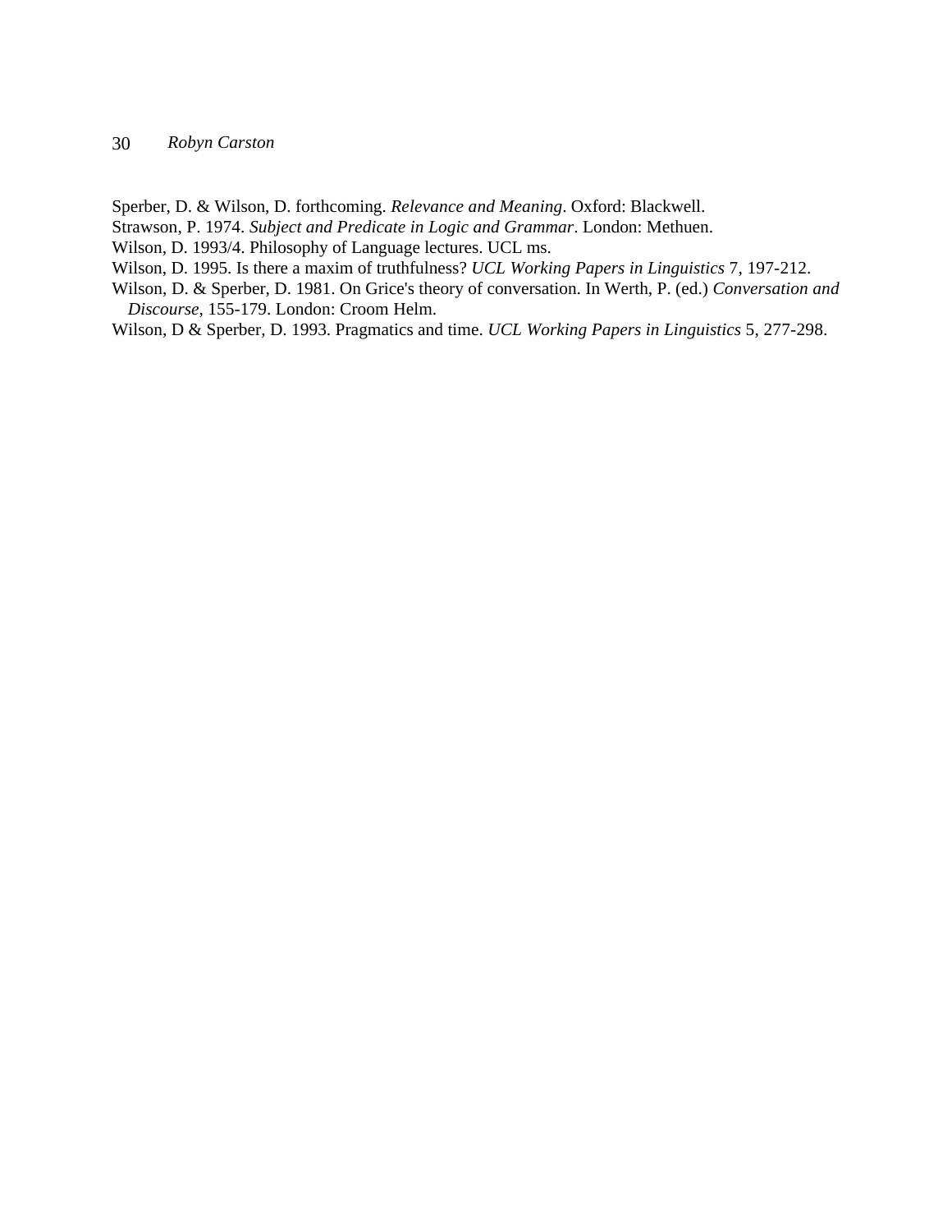Sperber, D. & Wilson, D. forthcoming. *Relevance and Meaning*. Oxford: Blackwell.
Strawson, P. 1974. *Subject and Predicate in Logic and Grammar*. London: Methuen.
Wilson, D. 1993/4. Philosophy of Language lectures. UCL ms.
Wilson, D. 1995. Is there a maxim of truthfulness? *UCL Working Papers in Linguistics* 7, 197-212.
Wilson, D. & Sperber, D. 1981. On Grice's theory of conversation. In Werth, P. (ed.) *Conversation and Discourse*, 155-179. London: Croom Helm.
Wilson, D & Sperber, D. 1993. Pragmatics and time. *UCL Working Papers in Linguistics* 5, 277-298.